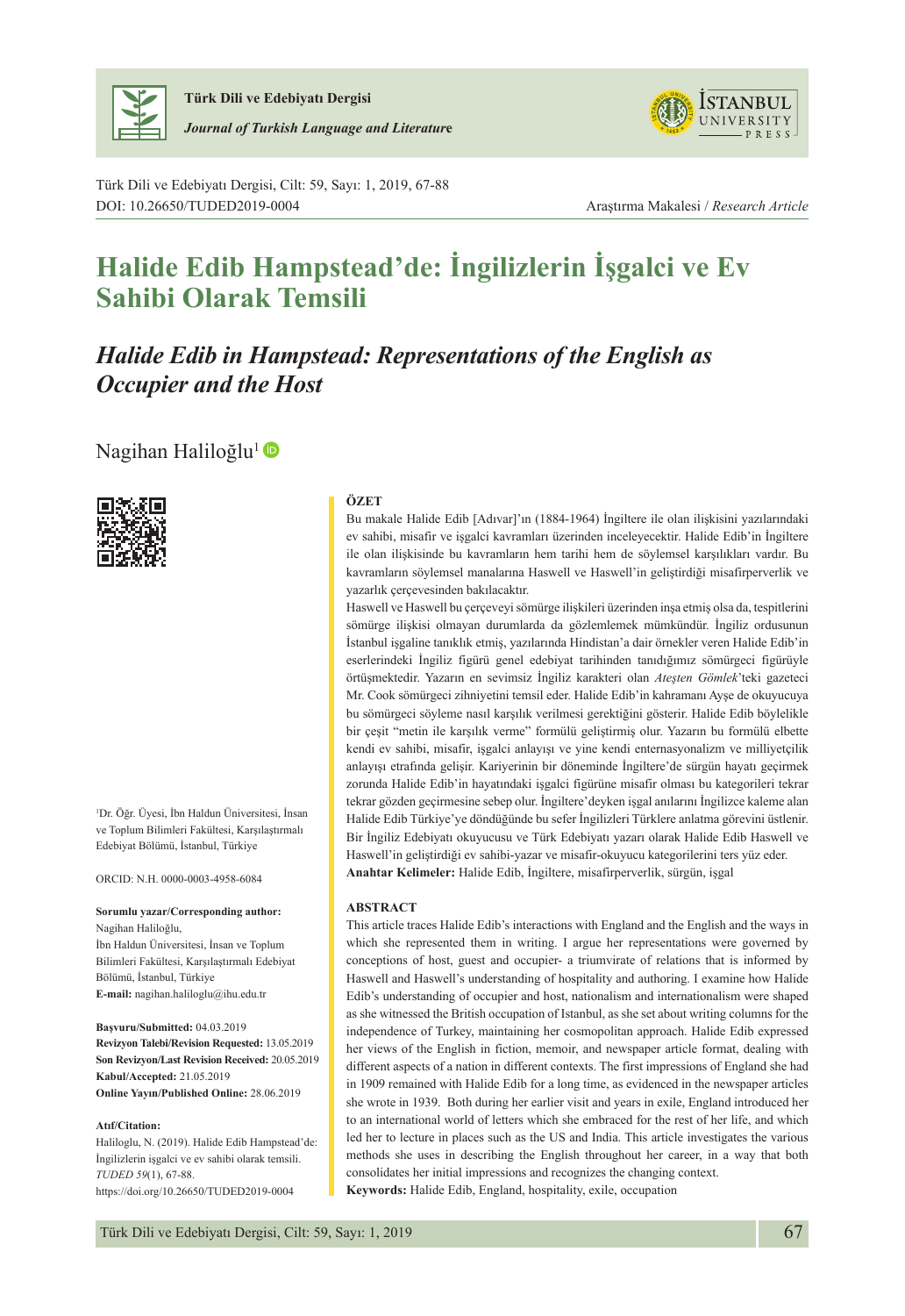Araştırma Makalesi / *Research Article*

# Halide Edib Hampstead'de: İngilizlerin İşgalci ve Ev Sahibi Olarak Temsili

## *Halide Edib in Hampstead: Representations of the English as Occupier and the Host*

Nagihan Haliloğlu[1]

[1]Dr. Öğr. Üyesi, İbn Haldun Üniversitesi, İnsan ve Toplum Bilimleri Fakültesi, Karşılaştırmalı Edebiyat Bölümü, İstanbul, Türkiye

ORCID: N.H. 0000-0003-4958-6084

**Sorumlu yazar/Corresponding author:**
Nagihan Haliloğlu,
İbn Haldun Üniversitesi, İnsan ve Toplum Bilimleri Fakültesi, Karşılaştırmalı Edebiyat Bölümü, İstanbul, Türkiye
**E-mail:** nagihan.haliloglu@ihu.edu.tr

**Başvuru/Submitted:** 04.03.2019
**Revizyon Talebi/Revision Requested:** 13.05.2019
**Son Revizyon/Last Revision Received:** 20.05.2019
**Kabul/Accepted:** 21.05.2019
**Online Yayın/Published Online:** 28.06.2019

**Atıf/Citation:**
Haliloglu, N. (2019). Halide Edib Hampstead'de: İngilizlerin işgalci ve ev sahibi olarak temsili. *TUDED 59*(1), 67-88. https://doi.org/10.26650/TUDED2019-0004

### ÖZET

Bu makale Halide Edib [Adıvar]'ın (1884-1964) İngiltere ile olan ilişkisini yazılarındaki ev sahibi, misafir ve işgalci kavramları üzerinden inceleyecektir. Halide Edib'in İngiltere ile olan ilişkisinde bu kavramların hem tarihi hem de söylemsel karşılıkları vardır. Bu kavramların söylemsel manalarına Haswell ve Haswell'in geliştirdiği misafirperverlik ve yazarlık çerçevesinden bakılacaktır.

Haswell ve Haswell bu çerçeveyi sömürge ilişkileri üzerinden inşa etmiş olsa da, tespitlerini sömürge ilişkisi olmayan durumlarda da gözlemlemek mümkündür. İngiliz ordusunun İstanbul işgaline tanıklık etmiş, yazılarında Hindistan'a dair örnekler veren Halide Edib'in eserlerindeki İngiliz figürü genel edebiyat tarihinden tanıdığımız sömürgeci figürüyle örtüşmektedir. Yazarın en sevimsiz İngiliz karakteri olan *Ateşten Gömlek*'teki gazeteci Mr. Cook sömürgeci zihniyetini temsil eder. Halide Edib'in kahramanı Ayşe de okuyucuya bu sömürgeci söyleme nasıl karşılık verilmesi gerektiğini gösterir. Halide Edib böylelikle bir çeşit "metin ile karşılık verme" formülü geliştirmiş olur. Yazarın bu formülü elbette kendi ev sahibi, misafir, işgalci anlayışı ve yine kendi enternasyonalizm ve milliyetçilik anlayışı etrafında gelişir. Kariyerinin bir döneminde İngiltere'de sürgün hayatı geçirmek zorunda Halide Edib'in hayatındaki işgalci figürüne misafir olması bu kategorileri tekrar tekrar gözden geçirmesine sebep olur. İngiltere'deyken işgal anılarını İngilizce kaleme alan Halide Edib Türkiye'ye döndüğünde bu sefer İngilizleri Türklere anlatma görevini üstlenir. Bir İngiliz Edebiyatı okuyucusu ve Türk Edebiyatı yazarı olarak Halide Edib Haswell ve Haswell'in geliştirdiği ev sahibi-yazar ve misafir-okuyucu kategorilerini ters yüz eder.

**Anahtar Kelimeler:** Halide Edib, İngiltere, misafirperverlik, sürgün, işgal

### ABSTRACT

This article traces Halide Edib's interactions with England and the English and the ways in which she represented them in writing. I argue her representations were governed by conceptions of host, guest and occupier- a triumvirate of relations that is informed by Haswell and Haswell's understanding of hospitality and authoring. I examine how Halide Edib's understanding of occupier and host, nationalism and internationalism were shaped as she witnessed the British occupation of Istanbul, as she set about writing columns for the independence of Turkey, maintaining her cosmopolitan approach. Halide Edib expressed her views of the English in fiction, memoir, and newspaper article format, dealing with different aspects of a nation in different contexts. The first impressions of England she had in 1909 remained with Halide Edib for a long time, as evidenced in the newspaper articles she wrote in 1939. Both during her earlier visit and years in exile, England introduced her to an international world of letters which she embraced for the rest of her life, and which led her to lecture in places such as the US and India. This article investigates the various methods she uses in describing the English throughout her career, in a way that both consolidates her initial impressions and recognizes the changing context.

**Keywords:** Halide Edib, England, hospitality, exile, occupation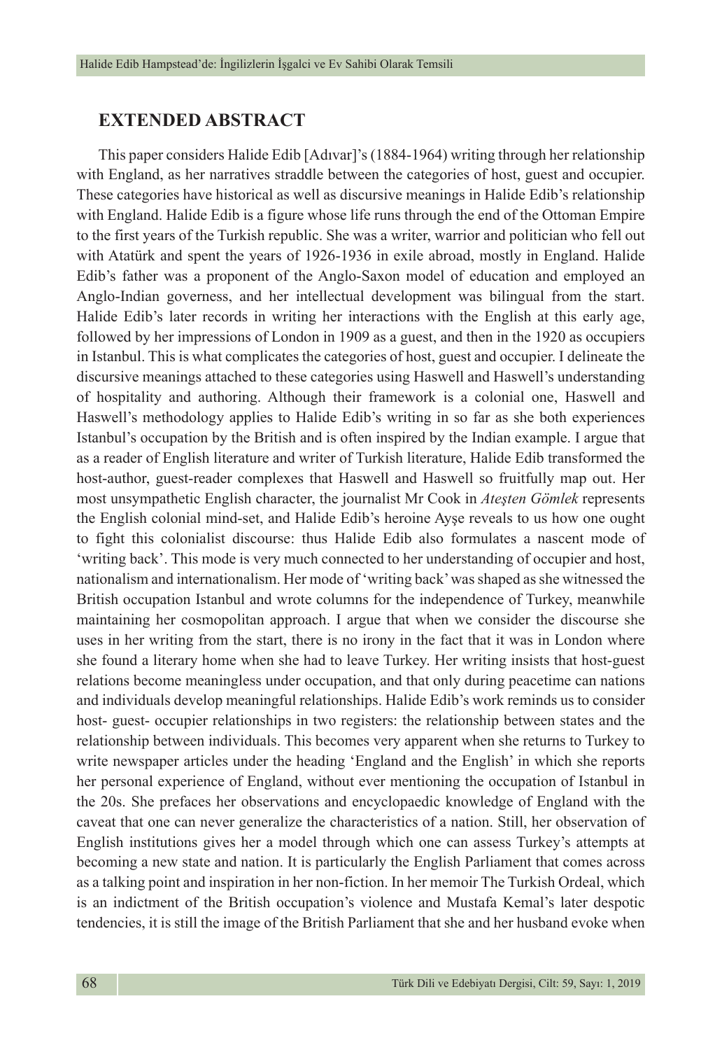## EXTENDED ABSTRACT

This paper considers Halide Edib [Adıvar]'s (1884-1964) writing through her relationship with England, as her narratives straddle between the categories of host, guest and occupier. These categories have historical as well as discursive meanings in Halide Edib's relationship with England. Halide Edib is a figure whose life runs through the end of the Ottoman Empire to the first years of the Turkish republic. She was a writer, warrior and politician who fell out with Atatürk and spent the years of 1926-1936 in exile abroad, mostly in England. Halide Edib's father was a proponent of the Anglo-Saxon model of education and employed an Anglo-Indian governess, and her intellectual development was bilingual from the start. Halide Edib's later records in writing her interactions with the English at this early age, followed by her impressions of London in 1909 as a guest, and then in the 1920 as occupiers in Istanbul. This is what complicates the categories of host, guest and occupier. I delineate the discursive meanings attached to these categories using Haswell and Haswell's understanding of hospitality and authoring. Although their framework is a colonial one, Haswell and Haswell's methodology applies to Halide Edib's writing in so far as she both experiences Istanbul's occupation by the British and is often inspired by the Indian example. I argue that as a reader of English literature and writer of Turkish literature, Halide Edib transformed the host-author, guest-reader complexes that Haswell and Haswell so fruitfully map out. Her most unsympathetic English character, the journalist Mr Cook in *Ateşten Gömlek* represents the English colonial mind-set, and Halide Edib's heroine Ayşe reveals to us how one ought to fight this colonialist discourse: thus Halide Edib also formulates a nascent mode of 'writing back'. This mode is very much connected to her understanding of occupier and host, nationalism and internationalism. Her mode of 'writing back' was shaped as she witnessed the British occupation Istanbul and wrote columns for the independence of Turkey, meanwhile maintaining her cosmopolitan approach. I argue that when we consider the discourse she uses in her writing from the start, there is no irony in the fact that it was in London where she found a literary home when she had to leave Turkey. Her writing insists that host-guest relations become meaningless under occupation, and that only during peacetime can nations and individuals develop meaningful relationships. Halide Edib's work reminds us to consider host- guest- occupier relationships in two registers: the relationship between states and the relationship between individuals. This becomes very apparent when she returns to Turkey to write newspaper articles under the heading 'England and the English' in which she reports her personal experience of England, without ever mentioning the occupation of Istanbul in the 20s. She prefaces her observations and encyclopaedic knowledge of England with the caveat that one can never generalize the characteristics of a nation. Still, her observation of English institutions gives her a model through which one can assess Turkey's attempts at becoming a new state and nation. It is particularly the English Parliament that comes across as a talking point and inspiration in her non-fiction. In her memoir The Turkish Ordeal, which is an indictment of the British occupation's violence and Mustafa Kemal's later despotic tendencies, it is still the image of the British Parliament that she and her husband evoke when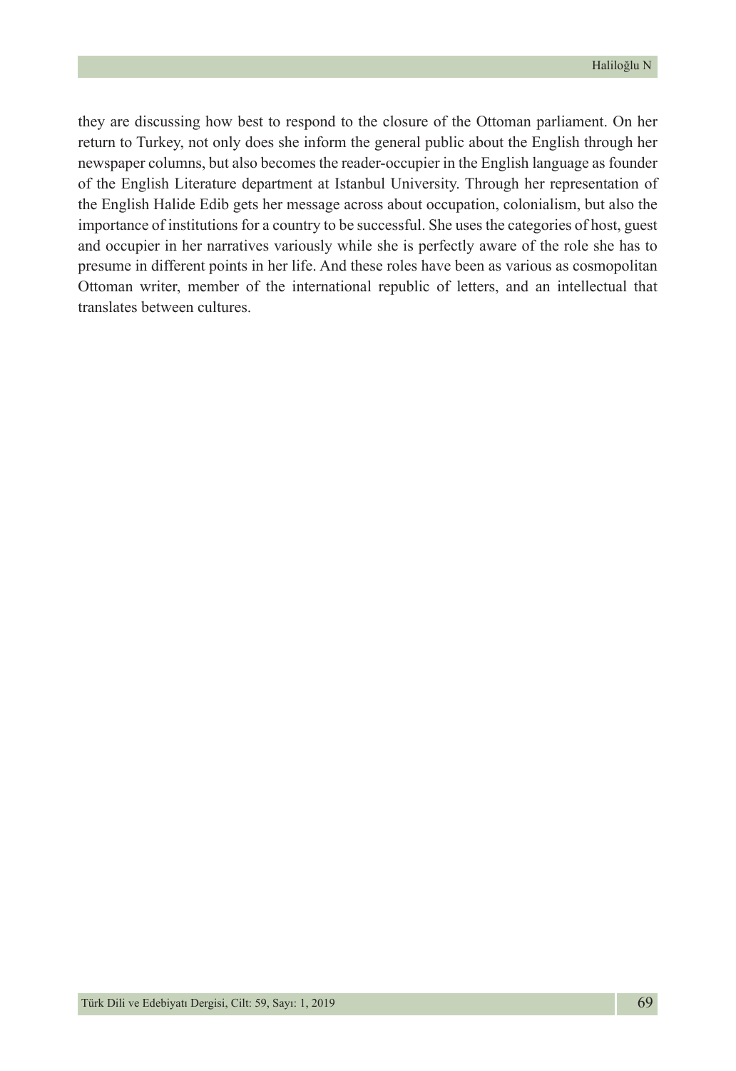they are discussing how best to respond to the closure of the Ottoman parliament. On her return to Turkey, not only does she inform the general public about the English through her newspaper columns, but also becomes the reader-occupier in the English language as founder of the English Literature department at Istanbul University. Through her representation of the English Halide Edib gets her message across about occupation, colonialism, but also the importance of institutions for a country to be successful. She uses the categories of host, guest and occupier in her narratives variously while she is perfectly aware of the role she has to presume in different points in her life. And these roles have been as various as cosmopolitan Ottoman writer, member of the international republic of letters, and an intellectual that translates between cultures.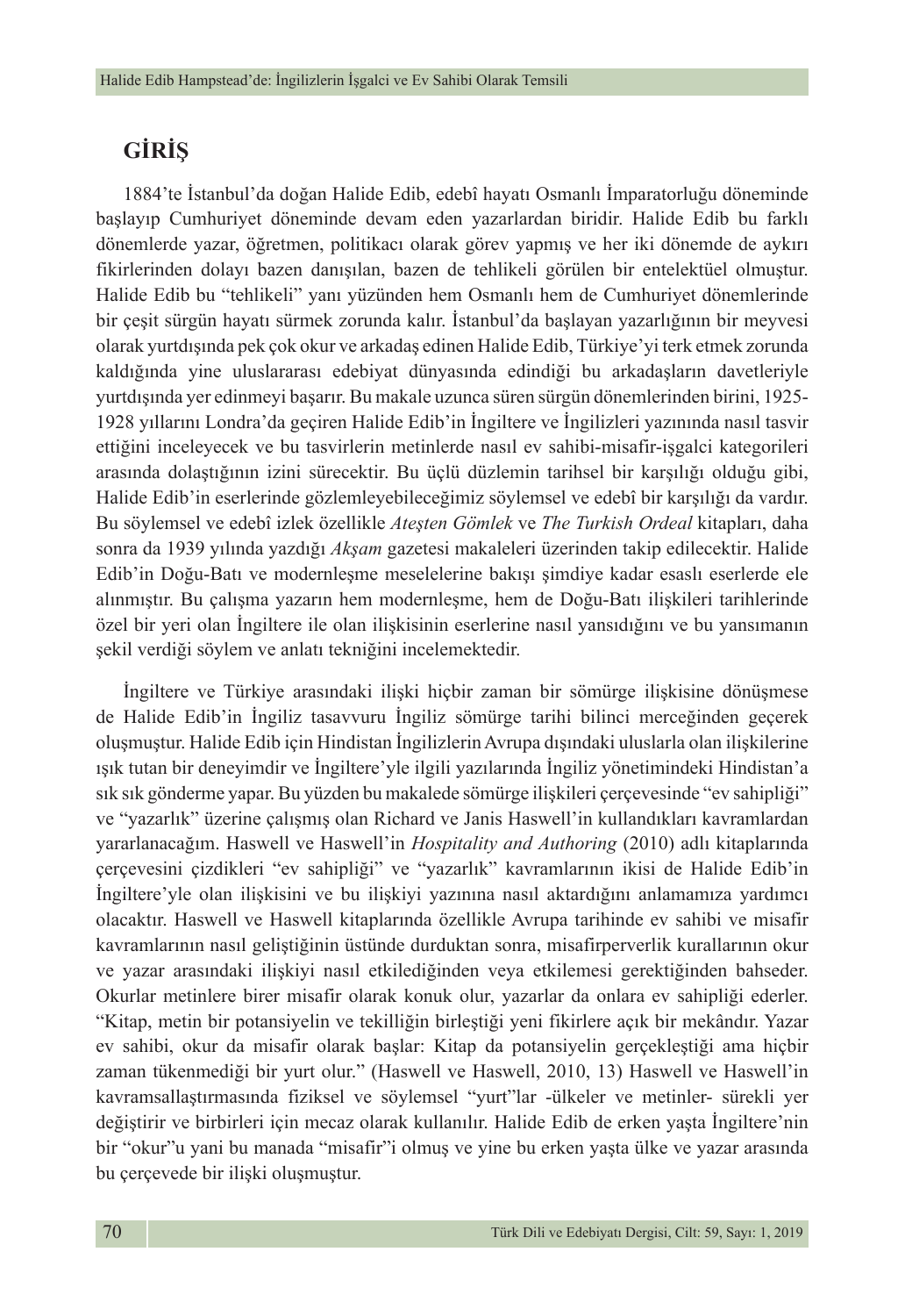## GİRİŞ

1884'te İstanbul'da doğan Halide Edib, edebî hayatı Osmanlı İmparatorluğu döneminde başlayıp Cumhuriyet döneminde devam eden yazarlardan biridir. Halide Edib bu farklı dönemlerde yazar, öğretmen, politikacı olarak görev yapmış ve her iki dönemde de aykırı fikirlerinden dolayı bazen danışılan, bazen de tehlikeli görülen bir entelektüel olmuştur. Halide Edib bu "tehlikeli" yanı yüzünden hem Osmanlı hem de Cumhuriyet dönemlerinde bir çeşit sürgün hayatı sürmek zorunda kalır. İstanbul'da başlayan yazarlığının bir meyvesi olarak yurtdışında pek çok okur ve arkadaş edinen Halide Edib, Türkiye'yi terk etmek zorunda kaldığında yine uluslararası edebiyat dünyasında edindiği bu arkadaşların davetleriyle yurtdışında yer edinmeyi başarır. Bu makale uzunca süren sürgün dönemlerinden birini, 1925-1928 yıllarını Londra'da geçiren Halide Edib'in İngiltere ve İngilizleri yazınında nasıl tasvir ettiğini inceleyecek ve bu tasvirlerin metinlerde nasıl ev sahibi-misafir-işgalci kategorileri arasında dolaştığının izini sürecektir. Bu üçlü düzlemin tarihsel bir karşılığı olduğu gibi, Halide Edib'in eserlerinde gözlemleyebileceğimiz söylemsel ve edebî bir karşılığı da vardır. Bu söylemsel ve edebî izlek özellikle *Ateşten Gömlek* ve *The Turkish Ordeal* kitapları, daha sonra da 1939 yılında yazdığı *Akşam* gazetesi makaleleri üzerinden takip edilecektir. Halide Edib'in Doğu-Batı ve modernleşme meselelerine bakışı şimdiye kadar esaslı eserlerde ele alınmıştır. Bu çalışma yazarın hem modernleşme, hem de Doğu-Batı ilişkileri tarihlerinde özel bir yeri olan İngiltere ile olan ilişkisinin eserlerine nasıl yansıdığını ve bu yansımanın şekil verdiği söylem ve anlatı tekniğini incelemektedir.

İngiltere ve Türkiye arasındaki ilişki hiçbir zaman bir sömürge ilişkisine dönüşmese de Halide Edib'in İngiliz tasavvuru İngiliz sömürge tarihi bilinci merceğinden geçerek oluşmuştur. Halide Edib için Hindistan İngilizlerin Avrupa dışındaki uluslarla olan ilişkilerine ışık tutan bir deneyimdir ve İngiltere'yle ilgili yazılarında İngiliz yönetimindeki Hindistan'a sık sık gönderme yapar. Bu yüzden bu makalede sömürge ilişkileri çerçevesinde "ev sahipliği" ve "yazarlık" üzerine çalışmış olan Richard ve Janis Haswell'in kullandıkları kavramlardan yararlanacağım. Haswell ve Haswell'in *Hospitality and Authoring* (2010) adlı kitaplarında çerçevesini çizdikleri "ev sahipliği" ve "yazarlık" kavramlarının ikisi de Halide Edib'in İngiltere'yle olan ilişkisini ve bu ilişkiyi yazınına nasıl aktardığını anlamamıza yardımcı olacaktır. Haswell ve Haswell kitaplarında özellikle Avrupa tarihinde ev sahibi ve misafir kavramlarının nasıl geliştiğinin üstünde durduktan sonra, misafirperverlik kurallarının okur ve yazar arasındaki ilişkiyi nasıl etkilediğinden veya etkilemesi gerektiğinden bahseder. Okurlar metinlere birer misafir olarak konuk olur, yazarlar da onlara ev sahipliği ederler. "Kitap, metin bir potansiyelin ve tekilliğin birleştiği yeni fikirlere açık bir mekândır. Yazar ev sahibi, okur da misafir olarak başlar: Kitap da potansiyelin gerçekleştiği ama hiçbir zaman tükenmediği bir yurt olur." (Haswell ve Haswell, 2010, 13) Haswell ve Haswell'in kavramsallaştırmasında fiziksel ve söylemsel "yurt"lar -ülkeler ve metinler- sürekli yer değiştirir ve birbirleri için mecaz olarak kullanılır. Halide Edib de erken yaşta İngiltere'nin bir "okur"u yani bu manada "misafir"i olmuş ve yine bu erken yaşta ülke ve yazar arasında bu çerçevede bir ilişki oluşmuştur.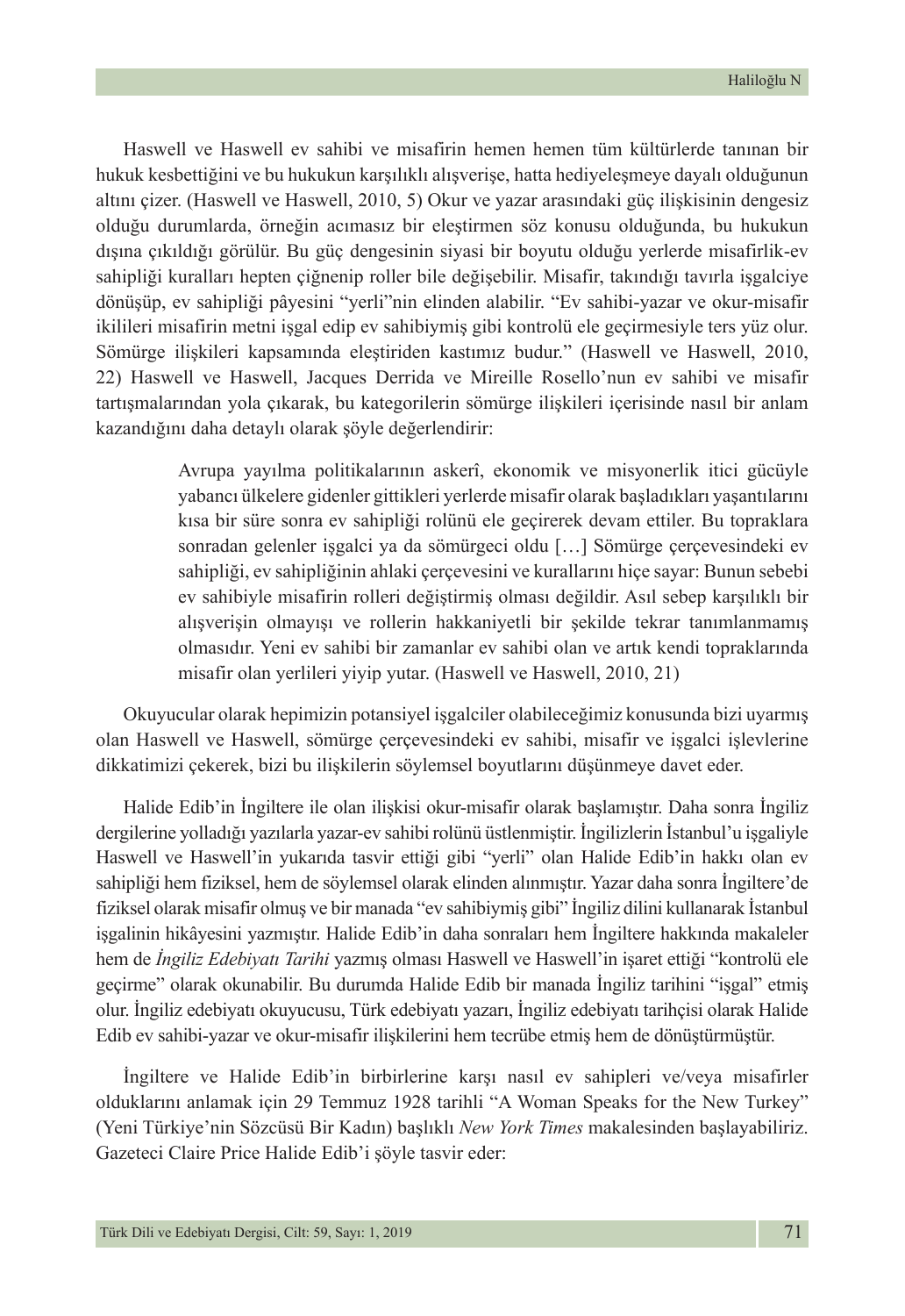Haswell ve Haswell ev sahibi ve misafirin hemen hemen tüm kültürlerde tanınan bir hukuk kesbettiğini ve bu hukukun karşılıklı alışverişe, hatta hediyeleşmeye dayalı olduğunun altını çizer. (Haswell ve Haswell, 2010, 5) Okur ve yazar arasındaki güç ilişkisinin dengesiz olduğu durumlarda, örneğin acımasız bir eleştirmen söz konusu olduğunda, bu hukukun dışına çıkıldığı görülür. Bu güç dengesinin siyasi bir boyutu olduğu yerlerde misafirlik-ev sahipliği kuralları hepten çiğnenip roller bile değişebilir. Misafir, takındığı tavırla işgalciye dönüşüp, ev sahipliği pâyesini "yerli"nin elinden alabilir. "Ev sahibi-yazar ve okur-misafir ikilileri misafirin metni işgal edip ev sahibiymiş gibi kontrolü ele geçirmesiyle ters yüz olur. Sömürge ilişkileri kapsamında eleştiriden kastımız budur." (Haswell ve Haswell, 2010, 22) Haswell ve Haswell, Jacques Derrida ve Mireille Rosello'nun ev sahibi ve misafir tartışmalarından yola çıkarak, bu kategorilerin sömürge ilişkileri içerisinde nasıl bir anlam kazandığını daha detaylı olarak şöyle değerlendirir:

> Avrupa yayılma politikalarının askerî, ekonomik ve misyonerlik itici gücüyle yabancı ülkelere gidenler gittikleri yerlerde misafir olarak başladıkları yaşantılarını kısa bir süre sonra ev sahipliği rolünü ele geçirerek devam ettiler. Bu topraklara sonradan gelenler işgalci ya da sömürgeci oldu […] Sömürge çerçevesindeki ev sahipliği, ev sahipliğinin ahlaki çerçevesini ve kurallarını hiçe sayar: Bunun sebebi ev sahibiyle misafirin rolleri değiştirmiş olması değildir. Asıl sebep karşılıklı bir alışverişin olmayışı ve rollerin hakkaniyetli bir şekilde tekrar tanımlanmamış olmasıdır. Yeni ev sahibi bir zamanlar ev sahibi olan ve artık kendi topraklarında misafir olan yerlileri yiyip yutar. (Haswell ve Haswell, 2010, 21)

Okuyucular olarak hepimizin potansiyel işgalciler olabileceğimiz konusunda bizi uyarmış olan Haswell ve Haswell, sömürge çerçevesindeki ev sahibi, misafir ve işgalci işlevlerine dikkatimizi çekerek, bizi bu ilişkilerin söylemsel boyutlarını düşünmeye davet eder.

Halide Edib'in İngiltere ile olan ilişkisi okur-misafir olarak başlamıştır. Daha sonra İngiliz dergilerine yolladığı yazılarla yazar-ev sahibi rolünü üstlenmiştir. İngilizlerin İstanbul'u işgaliyle Haswell ve Haswell'in yukarıda tasvir ettiği gibi "yerli" olan Halide Edib'in hakkı olan ev sahipliği hem fiziksel, hem de söylemsel olarak elinden alınmıştır. Yazar daha sonra İngiltere'de fiziksel olarak misafir olmuş ve bir manada "ev sahibiymiş gibi" İngiliz dilini kullanarak İstanbul işgalinin hikâyesini yazmıştır. Halide Edib'in daha sonraları hem İngiltere hakkında makaleler hem de *İngiliz Edebiyatı Tarihi* yazmış olması Haswell ve Haswell'in işaret ettiği "kontrolü ele geçirme" olarak okunabilir. Bu durumda Halide Edib bir manada İngiliz tarihini "işgal" etmiş olur. İngiliz edebiyatı okuyucusu, Türk edebiyatı yazarı, İngiliz edebiyatı tarihçisi olarak Halide Edib ev sahibi-yazar ve okur-misafir ilişkilerini hem tecrübe etmiş hem de dönüştürmüştür.

İngiltere ve Halide Edib'in birbirlerine karşı nasıl ev sahipleri ve/veya misafirler olduklarını anlamak için 29 Temmuz 1928 tarihli "A Woman Speaks for the New Turkey" (Yeni Türkiye'nin Sözcüsü Bir Kadın) başlıklı *New York Times* makalesinden başlayabiliriz. Gazeteci Claire Price Halide Edib'i şöyle tasvir eder: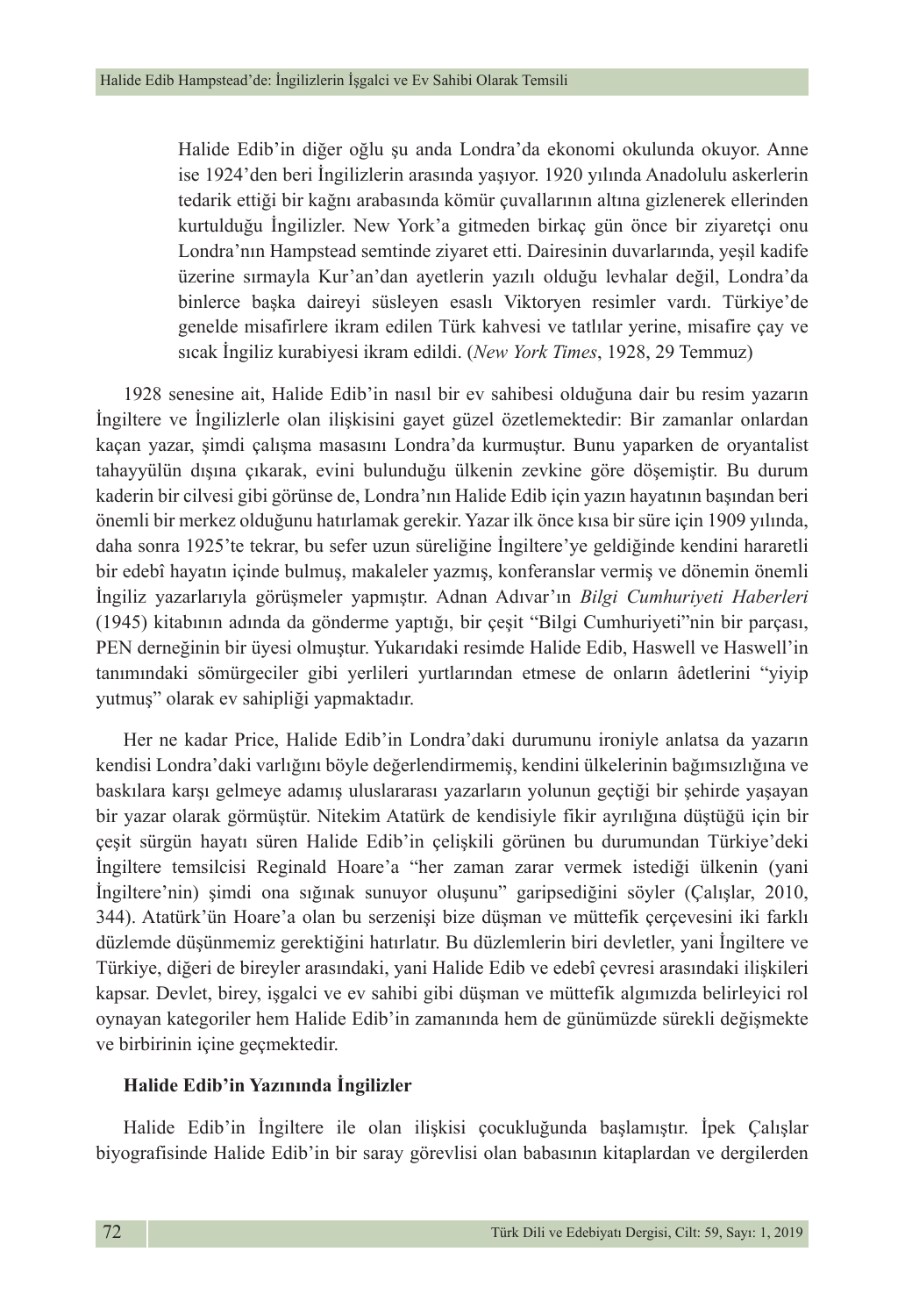> Halide Edib'in diğer oğlu şu anda Londra'da ekonomi okulunda okuyor. Anne ise 1924'den beri İngilizlerin arasında yaşıyor. 1920 yılında Anadolulu askerlerin tedarik ettiği bir kağnı arabasında kömür çuvallarının altına gizlenerek ellerinden kurtulduğu İngilizler. New York'a gitmeden birkaç gün önce bir ziyaretçi onu Londra'nın Hampstead semtinde ziyaret etti. Dairesinin duvarlarında, yeşil kadife üzerine sırmayla Kur'an'dan ayetlerin yazılı olduğu levhalar değil, Londra'da binlerce başka daireyi süsleyen esaslı Viktoryen resimler vardı. Türkiye'de genelde misafirlere ikram edilen Türk kahvesi ve tatlılar yerine, misafire çay ve sıcak İngiliz kurabiyesi ikram edildi. (*New York Times*, 1928, 29 Temmuz)

1928 senesine ait, Halide Edib'in nasıl bir ev sahibesi olduğuna dair bu resim yazarın İngiltere ve İngilizlerle olan ilişkisini gayet güzel özetlemektedir: Bir zamanlar onlardan kaçan yazar, şimdi çalışma masasını Londra'da kurmuştur. Bunu yaparken de oryantalist tahayyülün dışına çıkarak, evini bulunduğu ülkenin zevkine göre döşemiştir. Bu durum kaderin bir cilvesi gibi görünse de, Londra'nın Halide Edib için yazın hayatının başından beri önemli bir merkez olduğunu hatırlamak gerekir. Yazar ilk önce kısa bir süre için 1909 yılında, daha sonra 1925'te tekrar, bu sefer uzun süreliğine İngiltere'ye geldiğinde kendini hararetli bir edebî hayatın içinde bulmuş, makaleler yazmış, konferanslar vermiş ve dönemin önemli İngiliz yazarlarıyla görüşmeler yapmıştır. Adnan Adıvar'ın *Bilgi Cumhuriyeti Haberleri* (1945) kitabının adında da gönderme yaptığı, bir çeşit "Bilgi Cumhuriyeti"nin bir parçası, PEN derneğinin bir üyesi olmuştur. Yukarıdaki resimde Halide Edib, Haswell ve Haswell'in tanımındaki sömürgeciler gibi yerlileri yurtlarından etmese de onların âdetlerini "yiyip yutmuş" olarak ev sahipliği yapmaktadır.

Her ne kadar Price, Halide Edib'in Londra'daki durumunu ironiyle anlatsa da yazarın kendisi Londra'daki varlığını böyle değerlendirmemiş, kendini ülkelerinin bağımsızlığına ve baskılara karşı gelmeye adamış uluslararası yazarların yolunun geçtiği bir şehirde yaşayan bir yazar olarak görmüştür. Nitekim Atatürk de kendisiyle fikir ayrılığına düştüğü için bir çeşit sürgün hayatı süren Halide Edib'in çelişkili görünen bu durumundan Türkiye'deki İngiltere temsilcisi Reginald Hoare'a "her zaman zarar vermek istediği ülkenin (yani İngiltere'nin) şimdi ona sığınak sunuyor oluşunu" garipsediğini söyler (Çalışlar, 2010, 344). Atatürk'ün Hoare'a olan bu serzenişi bize düşman ve müttefik çerçevesini iki farklı düzlemde düşünmemiz gerektiğini hatırlatır. Bu düzlemlerin biri devletler, yani İngiltere ve Türkiye, diğeri de bireyler arasındaki, yani Halide Edib ve edebî çevresi arasındaki ilişkileri kapsar. Devlet, birey, işgalci ve ev sahibi gibi düşman ve müttefik algımızda belirleyici rol oynayan kategoriler hem Halide Edib'in zamanında hem de günümüzde sürekli değişmekte ve birbirinin içine geçmektedir.

### Halide Edib'in Yazınında İngilizler

Halide Edib'in İngiltere ile olan ilişkisi çocukluğunda başlamıştır. İpek Çalışlar biyografisinde Halide Edib'in bir saray görevlisi olan babasının kitaplardan ve dergilerden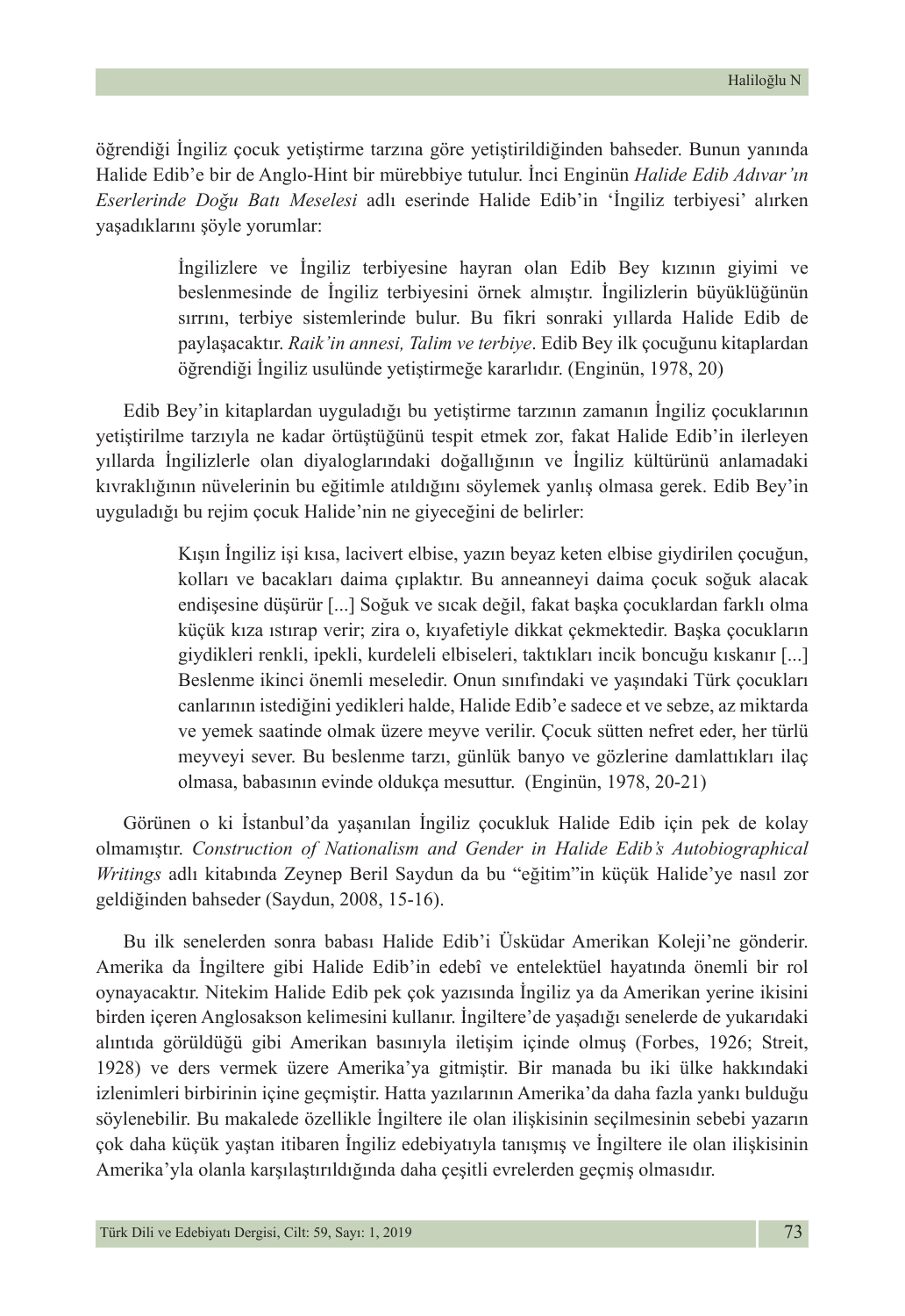öğrendiği İngiliz çocuk yetiştirme tarzına göre yetiştirildiğinden bahseder. Bunun yanında Halide Edib'e bir de Anglo-Hint bir mürebbiye tutulur. İnci Enginün *Halide Edib Adıvar'ın Eserlerinde Doğu Batı Meselesi* adlı eserinde Halide Edib'in 'İngiliz terbiyesi' alırken yaşadıklarını şöyle yorumlar:

> İngilizlere ve İngiliz terbiyesine hayran olan Edib Bey kızının giyimi ve beslenmesinde de İngiliz terbiyesini örnek almıştır. İngilizlerin büyüklüğünün sırrını, terbiye sistemlerinde bulur. Bu fikri sonraki yıllarda Halide Edib de paylaşacaktır. *Raik'in annesi, Talim ve terbiye*. Edib Bey ilk çocuğunu kitaplardan öğrendiği İngiliz usulünde yetiştirmeğe kararlıdır. (Enginün, 1978, 20)

Edib Bey'in kitaplardan uyguladığı bu yetiştirme tarzının zamanın İngiliz çocuklarının yetiştirilme tarzıyla ne kadar örtüştüğünü tespit etmek zor, fakat Halide Edib'in ilerleyen yıllarda İngilizlerle olan diyaloglarındaki doğallığının ve İngiliz kültürünü anlamadaki kıvraklığının nüvelerinin bu eğitimle atıldığını söylemek yanlış olmasa gerek. Edib Bey'in uyguladığı bu rejim çocuk Halide'nin ne giyeceğini de belirler:

> Kışın İngiliz işi kısa, lacivert elbise, yazın beyaz keten elbise giydirilen çocuğun, kolları ve bacakları daima çıplaktır. Bu anneanneyi daima çocuk soğuk alacak endişesine düşürür [...] Soğuk ve sıcak değil, fakat başka çocuklardan farklı olma küçük kıza ıstırap verir; zira o, kıyafetiyle dikkat çekmektedir. Başka çocukların giydikleri renkli, ipekli, kurdeleli elbiseleri, taktıkları incik boncuğu kıskanır [...] Beslenme ikinci önemli meseledir. Onun sınıfındaki ve yaşındaki Türk çocukları canlarının istediğini yedikleri halde, Halide Edib'e sadece et ve sebze, az miktarda ve yemek saatinde olmak üzere meyve verilir. Çocuk sütten nefret eder, her türlü meyveyi sever. Bu beslenme tarzı, günlük banyo ve gözlerine damlattıkları ilaç olmasa, babasının evinde oldukça mesuttur. (Enginün, 1978, 20-21)

Görünen o ki İstanbul'da yaşanılan İngiliz çocukluk Halide Edib için pek de kolay olmamıştır. *Construction of Nationalism and Gender in Halide Edib's Autobiographical Writings* adlı kitabında Zeynep Beril Saydun da bu "eğitim"in küçük Halide'ye nasıl zor geldiğinden bahseder (Saydun, 2008, 15-16).

Bu ilk senelerden sonra babası Halide Edib'i Üsküdar Amerikan Koleji'ne gönderir. Amerika da İngiltere gibi Halide Edib'in edebî ve entelektüel hayatında önemli bir rol oynayacaktır. Nitekim Halide Edib pek çok yazısında İngiliz ya da Amerikan yerine ikisini birden içeren Anglosakson kelimesini kullanır. İngiltere'de yaşadığı senelerde de yukarıdaki alıntıda görüldüğü gibi Amerikan basınıyla iletişim içinde olmuş (Forbes, 1926; Streit, 1928) ve ders vermek üzere Amerika'ya gitmiştir. Bir manada bu iki ülke hakkındaki izlenimleri birbirinin içine geçmiştir. Hatta yazılarının Amerika'da daha fazla yankı bulduğu söylenebilir. Bu makalede özellikle İngiltere ile olan ilişkisinin seçilmesinin sebebi yazarın çok daha küçük yaştan itibaren İngiliz edebiyatıyla tanışmış ve İngiltere ile olan ilişkisinin Amerika'yla olanla karşılaştırıldığında daha çeşitli evrelerden geçmiş olmasıdır.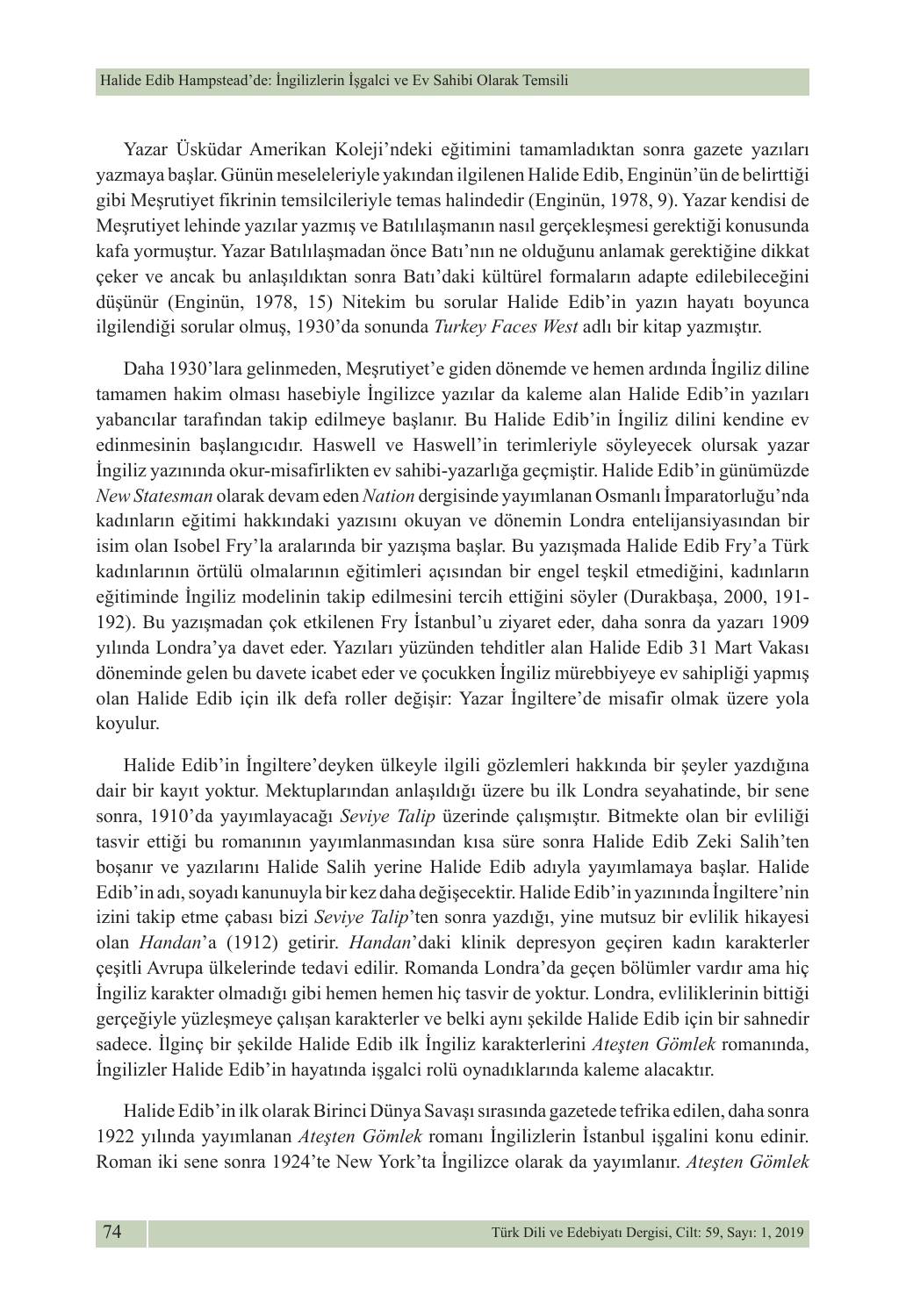Yazar Üsküdar Amerikan Koleji'ndeki eğitimini tamamladıktan sonra gazete yazıları yazmaya başlar. Günün meseleleriyle yakından ilgilenen Halide Edib, Enginün'ün de belirttiği gibi Meşrutiyet fikrinin temsilcileriyle temas halindedir (Enginün, 1978, 9). Yazar kendisi de Meşrutiyet lehinde yazılar yazmış ve Batılılaşmanın nasıl gerçekleşmesi gerektiği konusunda kafa yormuştur. Yazar Batılılaşmadan önce Batı'nın ne olduğunu anlamak gerektiğine dikkat çeker ve ancak bu anlaşıldıktan sonra Batı'daki kültürel formaların adapte edilebileceğini düşünür (Enginün, 1978, 15) Nitekim bu sorular Halide Edib'in yazın hayatı boyunca ilgilendiği sorular olmuş, 1930'da sonunda *Turkey Faces West* adlı bir kitap yazmıştır.

Daha 1930'lara gelinmeden, Meşrutiyet'e giden dönemde ve hemen ardında İngiliz diline tamamen hakim olması hasebiyle İngilizce yazılar da kaleme alan Halide Edib'in yazıları yabancılar tarafından takip edilmeye başlanır. Bu Halide Edib'in İngiliz dilini kendine ev edinmesinin başlangıcıdır. Haswell ve Haswell'in terimleriyle söyleyecek olursak yazar İngiliz yazınında okur-misafirlikten ev sahibi-yazarlığa geçmiştir. Halide Edib'in günümüzde *New Statesman* olarak devam eden *Nation* dergisinde yayımlanan Osmanlı İmparatorluğu'nda kadınların eğitimi hakkındaki yazısını okuyan ve dönemin Londra entelijansiyasından bir isim olan Isobel Fry'la aralarında bir yazışma başlar. Bu yazışmada Halide Edib Fry'a Türk kadınlarının örtülü olmalarının eğitimleri açısından bir engel teşkil etmediğini, kadınların eğitiminde İngiliz modelinin takip edilmesini tercih ettiğini söyler (Durakbaşa, 2000, 191-192). Bu yazışmadan çok etkilenen Fry İstanbul'u ziyaret eder, daha sonra da yazarı 1909 yılında Londra'ya davet eder. Yazıları yüzünden tehditler alan Halide Edib 31 Mart Vakası döneminde gelen bu davete icabet eder ve çocukken İngiliz mürebbiyeye ev sahipliği yapmış olan Halide Edib için ilk defa roller değişir: Yazar İngiltere'de misafir olmak üzere yola koyulur.

Halide Edib'in İngiltere'deyken ülkeyle ilgili gözlemleri hakkında bir şeyler yazdığına dair bir kayıt yoktur. Mektuplarından anlaşıldığı üzere bu ilk Londra seyahatinde, bir sene sonra, 1910'da yayımlayacağı *Seviye Talip* üzerinde çalışmıştır. Bitmekte olan bir evliliği tasvir ettiği bu romanının yayımlanmasından kısa süre sonra Halide Edib Zeki Salih'ten boşanır ve yazılarını Halide Salih yerine Halide Edib adıyla yayımlamaya başlar. Halide Edib'in adı, soyadı kanunuyla bir kez daha değişecektir. Halide Edib'in yazınında İngiltere'nin izini takip etme çabası bizi *Seviye Talip*'ten sonra yazdığı, yine mutsuz bir evlilik hikayesi olan *Handan*'a (1912) getirir. *Handan*'daki klinik depresyon geçiren kadın karakterler çeşitli Avrupa ülkelerinde tedavi edilir. Romanda Londra'da geçen bölümler vardır ama hiç İngiliz karakter olmadığı gibi hemen hemen hiç tasvir de yoktur. Londra, evliliklerinin bittiği gerçeğiyle yüzleşmeye çalışan karakterler ve belki aynı şekilde Halide Edib için bir sahnedir sadece. İlginç bir şekilde Halide Edib ilk İngiliz karakterlerini *Ateşten Gömlek* romanında, İngilizler Halide Edib'in hayatında işgalci rolü oynadıklarında kaleme alacaktır.

Halide Edib'in ilk olarak Birinci Dünya Savaşı sırasında gazetede tefrika edilen, daha sonra 1922 yılında yayımlanan *Ateşten Gömlek* romanı İngilizlerin İstanbul işgalini konu edinir. Roman iki sene sonra 1924'te New York'ta İngilizce olarak da yayımlanır. *Ateşten Gömlek*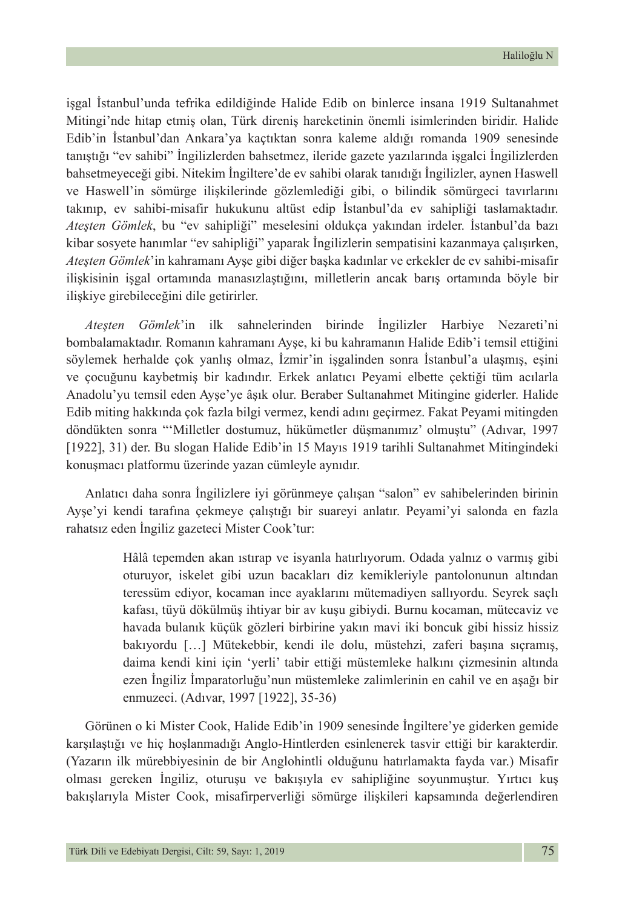işgal İstanbul'unda tefrika edildiğinde Halide Edib on binlerce insana 1919 Sultanahmet Mitingi'nde hitap etmiş olan, Türk direniş hareketinin önemli isimlerinden biridir. Halide Edib'in İstanbul'dan Ankara'ya kaçtıktan sonra kaleme aldığı romanda 1909 senesinde tanıştığı "ev sahibi" İngilizlerden bahsetmez, ileride gazete yazılarında işgalci İngilizlerden bahsetmeyeceği gibi. Nitekim İngiltere'de ev sahibi olarak tanıdığı İngilizler, aynen Haswell ve Haswell'in sömürge ilişkilerinde gözlemlediği gibi, o bilindik sömürgeci tavırlarını takınıp, ev sahibi-misafir hukukunu altüst edip İstanbul'da ev sahipliği taslamaktadır. *Ateşten Gömlek*, bu "ev sahipliği" meselesini oldukça yakından irdeler. İstanbul'da bazı kibar sosyete hanımlar "ev sahipliği" yaparak İngilizlerin sempatisini kazanmaya çalışırken, *Ateşten Gömlek*'in kahramanı Ayşe gibi diğer başka kadınlar ve erkekler de ev sahibi-misafir ilişkisinin işgal ortamında manasızlaştığını, milletlerin ancak barış ortamında böyle bir ilişkiye girebileceğini dile getirirler.

*Ateşten Gömlek*'in ilk sahnelerinden birinde İngilizler Harbiye Nezareti'ni bombalamaktadır. Romanın kahramanı Ayşe, ki bu kahramanın Halide Edib'i temsil ettiğini söylemek herhalde çok yanlış olmaz, İzmir'in işgalinden sonra İstanbul'a ulaşmış, eşini ve çocuğunu kaybetmiş bir kadındır. Erkek anlatıcı Peyami elbette çektiği tüm acılarla Anadolu'yu temsil eden Ayşe'ye âşık olur. Beraber Sultanahmet Mitingine giderler. Halide Edib miting hakkında çok fazla bilgi vermez, kendi adını geçirmez. Fakat Peyami mitingden döndükten sonra "'Milletler dostumuz, hükümetler düşmanımız' olmuştu" (Adıvar, 1997 [1922], 31) der. Bu slogan Halide Edib'in 15 Mayıs 1919 tarihli Sultanahmet Mitingindeki konuşmacı platformu üzerinde yazan cümleyle aynıdır.

Anlatıcı daha sonra İngilizlere iyi görünmeye çalışan "salon" ev sahibelerinden birinin Ayşe'yi kendi tarafına çekmeye çalıştığı bir suareyi anlatır. Peyami'yi salonda en fazla rahatsız eden İngiliz gazeteci Mister Cook'tur:

> Hâlâ tepemden akan ıstırap ve isyanla hatırlıyorum. Odada yalnız o varmış gibi oturuyor, iskelet gibi uzun bacakları diz kemikleriyle pantolonunun altından teressüm ediyor, kocaman ince ayaklarını mütemadiyen sallıyordu. Seyrek saçlı kafası, tüyü dökülmüş ihtiyar bir av kuşu gibiydi. Burnu kocaman, mütecaviz ve havada bulanık küçük gözleri birbirine yakın mavi iki boncuk gibi hissiz hissiz bakıyordu […] Mütekebbir, kendi ile dolu, müstehzi, zaferi başına sıçramış, daima kendi kini için 'yerli' tabir ettiği müstemleke halkını çizmesinin altında ezen İngiliz İmparatorluğu'nun müstemleke zalimlerinin en cahil ve en aşağı bir enmuzeci. (Adıvar, 1997 [1922], 35-36)

Görünen o ki Mister Cook, Halide Edib'in 1909 senesinde İngiltere'ye giderken gemide karşılaştığı ve hiç hoşlanmadığı Anglo-Hintlerden esinlenerek tasvir ettiği bir karakterdir. (Yazarın ilk mürebbiyesinin de bir Anglohintli olduğunu hatırlamakta fayda var.) Misafir olması gereken İngiliz, oturuşu ve bakışıyla ev sahipliğine soyunmuştur. Yırtıcı kuş bakışlarıyla Mister Cook, misafirperverliği sömürge ilişkileri kapsamında değerlendiren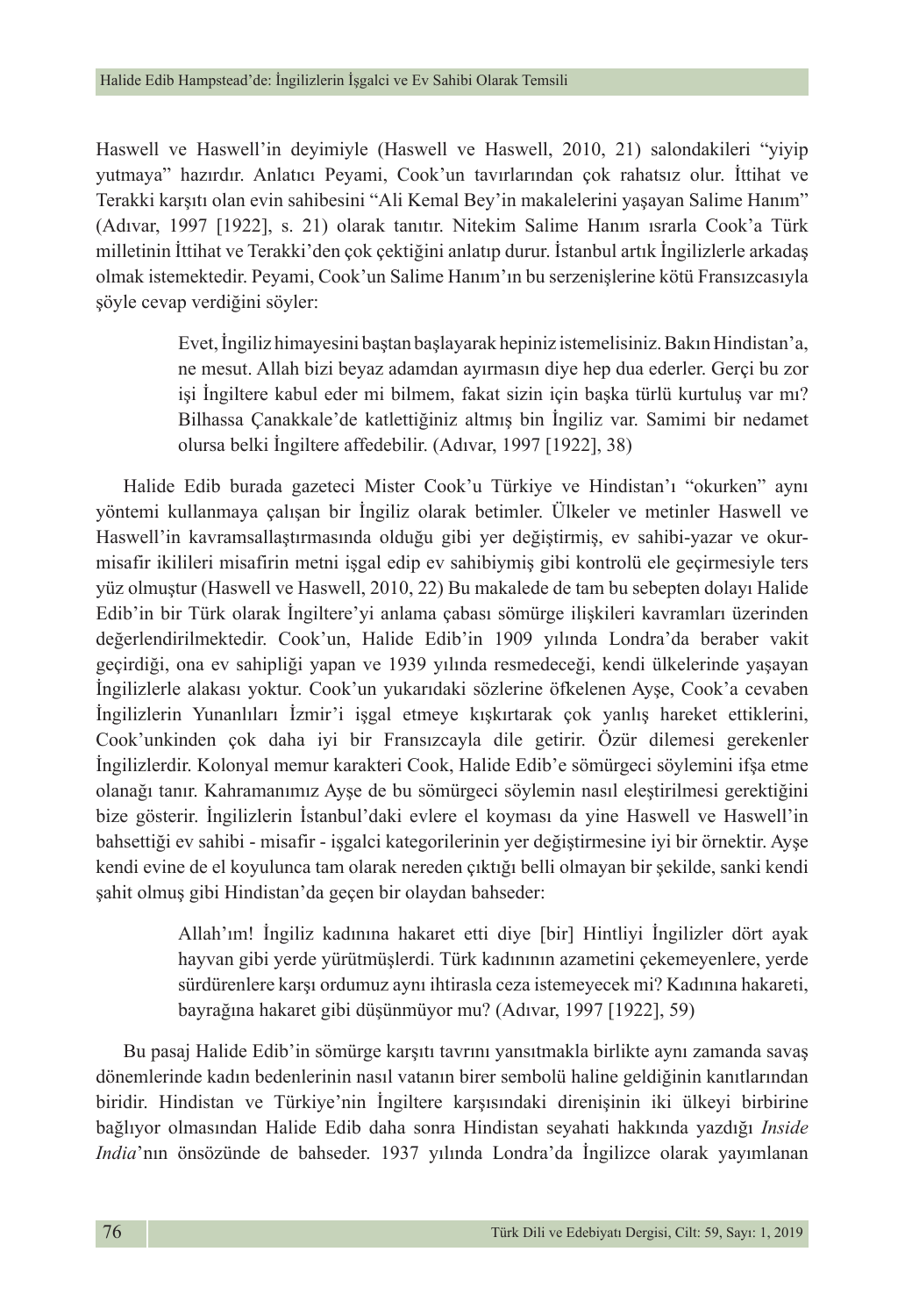Haswell ve Haswell'in deyimiyle (Haswell ve Haswell, 2010, 21) salondakileri "yiyip yutmaya" hazırdır. Anlatıcı Peyami, Cook'un tavırlarından çok rahatsız olur. İttihat ve Terakki karşıtı olan evin sahibesini "Ali Kemal Bey'in makalelerini yaşayan Salime Hanım" (Adıvar, 1997 [1922], s. 21) olarak tanıtır. Nitekim Salime Hanım ısrarla Cook'a Türk milletinin İttihat ve Terakki'den çok çektiğini anlatıp durur. İstanbul artık İngilizlerle arkadaş olmak istemektedir. Peyami, Cook'un Salime Hanım'ın bu serzenişlerine kötü Fransızcasıyla şöyle cevap verdiğini söyler:

> Evet, İngiliz himayesini baştan başlayarak hepiniz istemelisiniz. Bakın Hindistan'a, ne mesut. Allah bizi beyaz adamdan ayırmasın diye hep dua ederler. Gerçi bu zor işi İngiltere kabul eder mi bilmem, fakat sizin için başka türlü kurtuluş var mı? Bilhassa Çanakkale'de katlettiğiniz altmış bin İngiliz var. Samimi bir nedamet olursa belki İngiltere affedebilir. (Adıvar, 1997 [1922], 38)

Halide Edib burada gazeteci Mister Cook'u Türkiye ve Hindistan'ı "okurken" aynı yöntemi kullanmaya çalışan bir İngiliz olarak betimler. Ülkeler ve metinler Haswell ve Haswell'in kavramsallaştırmasında olduğu gibi yer değiştirmiş, ev sahibi-yazar ve okur-misafir ikilileri misafirin metni işgal edip ev sahibiymiş gibi kontrolü ele geçirmesiyle ters yüz olmuştur (Haswell ve Haswell, 2010, 22) Bu makalede de tam bu sebepten dolayı Halide Edib'in bir Türk olarak İngiltere'yi anlama çabası sömürge ilişkileri kavramları üzerinden değerlendirilmektedir. Cook'un, Halide Edib'in 1909 yılında Londra'da beraber vakit geçirdiği, ona ev sahipliği yapan ve 1939 yılında resmedeceği, kendi ülkelerinde yaşayan İngilizlerle alakası yoktur. Cook'un yukarıdaki sözlerine öfkelenen Ayşe, Cook'a cevaben İngilizlerin Yunanlıları İzmir'i işgal etmeye kışkırtarak çok yanlış hareket ettiklerini, Cook'unkinden çok daha iyi bir Fransızcayla dile getirir. Özür dilemesi gerekenler İngilizlerdir. Kolonyal memur karakteri Cook, Halide Edib'e sömürgeci söylemini ifşa etme olanağı tanır. Kahramanımız Ayşe de bu sömürgeci söylemin nasıl eleştirilmesi gerektiğini bize gösterir. İngilizlerin İstanbul'daki evlere el koyması da yine Haswell ve Haswell'in bahsettiği ev sahibi - misafir - işgalci kategorilerinin yer değiştirmesine iyi bir örnektir. Ayşe kendi evine de el koyulunca tam olarak nereden çıktığı belli olmayan bir şekilde, sanki kendi şahit olmuş gibi Hindistan'da geçen bir olaydan bahseder:

> Allah'ım! İngiliz kadınına hakaret etti diye [bir] Hintliyi İngilizler dört ayak hayvan gibi yerde yürütmüşlerdi. Türk kadınının azametini çekemeyenlere, yerde sürdürenlere karşı ordumuz aynı ihtirasla ceza istemeyecek mi? Kadınına hakareti, bayrağına hakaret gibi düşünmüyor mu? (Adıvar, 1997 [1922], 59)

Bu pasaj Halide Edib'in sömürge karşıtı tavrını yansıtmakla birlikte aynı zamanda savaş dönemlerinde kadın bedenlerinin nasıl vatanın birer sembolü haline geldiğinin kanıtlarından biridir. Hindistan ve Türkiye'nin İngiltere karşısındaki direnişinin iki ülkeyi birbirine bağlıyor olmasından Halide Edib daha sonra Hindistan seyahati hakkında yazdığı *Inside India*'nın önsözünde de bahseder. 1937 yılında Londra'da İngilizce olarak yayımlanan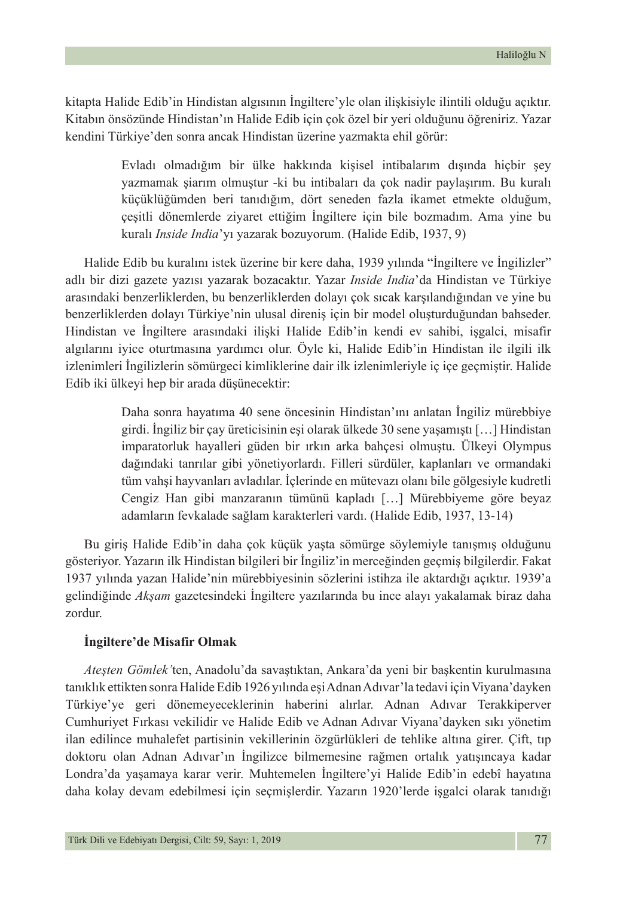kitapta Halide Edib'in Hindistan algısının İngiltere'yle olan ilişkisiyle ilintili olduğu açıktır. Kitabın önsözünde Hindistan'ın Halide Edib için çok özel bir yeri olduğunu öğreniriz. Yazar kendini Türkiye'den sonra ancak Hindistan üzerine yazmakta ehil görür:

> Evladı olmadığım bir ülke hakkında kişisel intibalarım dışında hiçbir şey yazmamak şiarım olmuştur -ki bu intibaları da çok nadir paylaşırım. Bu kuralı küçüklüğümden beri tanıdığım, dört seneden fazla ikamet etmekte olduğum, çeşitli dönemlerde ziyaret ettiğim İngiltere için bile bozmadım. Ama yine bu kuralı *Inside India*'yı yazarak bozuyorum. (Halide Edib, 1937, 9)

Halide Edib bu kuralını istek üzerine bir kere daha, 1939 yılında "İngiltere ve İngilizler" adlı bir dizi gazete yazısı yazarak bozacaktır. Yazar *Inside India*'da Hindistan ve Türkiye arasındaki benzerliklerden, bu benzerliklerden dolayı çok sıcak karşılandığından ve yine bu benzerliklerden dolayı Türkiye'nin ulusal direniş için bir model oluşturduğundan bahseder. Hindistan ve İngiltere arasındaki ilişki Halide Edib'in kendi ev sahibi, işgalci, misafir algılarını iyice oturtmasına yardımcı olur. Öyle ki, Halide Edib'in Hindistan ile ilgili ilk izlenimleri İngilizlerin sömürgeci kimliklerine dair ilk izlenimleriyle iç içe geçmiştir. Halide Edib iki ülkeyi hep bir arada düşünecektir:

> Daha sonra hayatıma 40 sene öncesinin Hindistan'ını anlatan İngiliz mürebbiye girdi. İngiliz bir çay üreticisinin eşi olarak ülkede 30 sene yaşamıştı […] Hindistan imparatorluk hayalleri güden bir ırkın arka bahçesi olmuştu. Ülkeyi Olympus dağındaki tanrılar gibi yönetiyorlardı. Filleri sürdüler, kaplanları ve ormandaki tüm vahşi hayvanları avladılar. İçlerinde en mütevazı olanı bile gölgesiyle kudretli Cengiz Han gibi manzaranın tümünü kapladı […] Mürebbiyeme göre beyaz adamların fevkalade sağlam karakterleri vardı. (Halide Edib, 1937, 13-14)

Bu giriş Halide Edib'in daha çok küçük yaşta sömürge söylemiyle tanışmış olduğunu gösteriyor. Yazarın ilk Hindistan bilgileri bir İngiliz'in merceğinden geçmiş bilgilerdir. Fakat 1937 yılında yazan Halide'nin mürebbiyesinin sözlerini istihza ile aktardığı açıktır. 1939'a gelindiğinde *Akşam* gazetesindeki İngiltere yazılarında bu ince alayı yakalamak biraz daha zordur.

**İngiltere'de Misafir Olmak**

*Ateşten Gömlek'*ten, Anadolu'da savaştıktan, Ankara'da yeni bir başkentin kurulmasına tanıklık ettikten sonra Halide Edib 1926 yılında eşi Adnan Adıvar'la tedavi için Viyana'dayken Türkiye'ye geri dönemeyeceklerinin haberini alırlar. Adnan Adıvar Terakkiperver Cumhuriyet Fırkası vekilidir ve Halide Edib ve Adnan Adıvar Viyana'dayken sıkı yönetim ilan edilince muhalefet partisinin vekillerinin özgürlükleri de tehlike altına girer. Çift, tıp doktoru olan Adnan Adıvar'ın İngilizce bilmemesine rağmen ortalık yatışıncaya kadar Londra'da yaşamaya karar verir. Muhtemelen İngiltere'yi Halide Edib'in edebî hayatına daha kolay devam edebilmesi için seçmişlerdir. Yazarın 1920'lerde işgalci olarak tanıdığı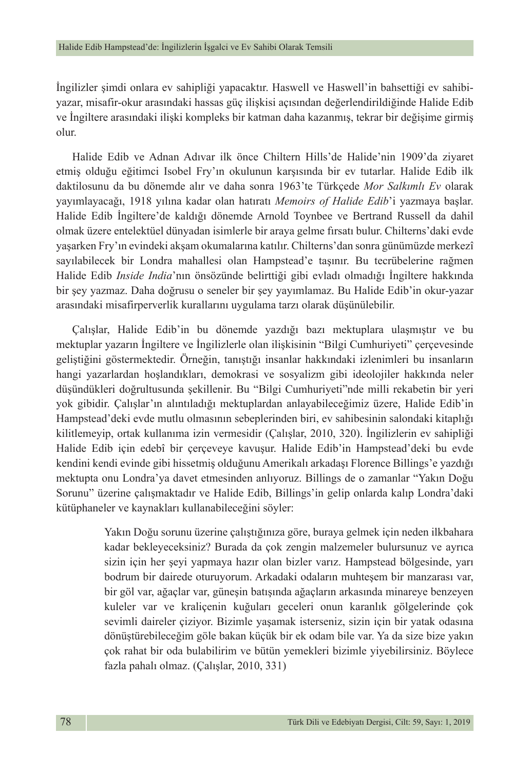İngilizler şimdi onlara ev sahipliği yapacaktır. Haswell ve Haswell'in bahsettiği ev sahibi-yazar, misafir-okur arasındaki hassas güç ilişkisi açısından değerlendirildiğinde Halide Edib ve İngiltere arasındaki ilişki kompleks bir katman daha kazanmış, tekrar bir değişime girmiş olur.

Halide Edib ve Adnan Adıvar ilk önce Chiltern Hills'de Halide'nin 1909'da ziyaret etmiş olduğu eğitimci Isobel Fry'ın okulunun karşısında bir ev tutarlar. Halide Edib ilk daktilosunu da bu dönemde alır ve daha sonra 1963'te Türkçede *Mor Salkımlı Ev* olarak yayımlayacağı, 1918 yılına kadar olan hatıratı *Memoirs of Halide Edib*'i yazmaya başlar. Halide Edib İngiltere'de kaldığı dönemde Arnold Toynbee ve Bertrand Russell da dahil olmak üzere entelektüel dünyadan isimlerle bir araya gelme fırsatı bulur. Chilterns'daki evde yaşarken Fry'ın evindeki akşam okumalarına katılır. Chilterns'dan sonra günümüzde merkezî sayılabilecek bir Londra mahallesi olan Hampstead'e taşınır. Bu tecrübelerine rağmen Halide Edib *Inside India*'nın önsözünde belirttiği gibi evladı olmadığı İngiltere hakkında bir şey yazmaz. Daha doğrusu o seneler bir şey yayımlamaz. Bu Halide Edib'in okur-yazar arasındaki misafirperverlik kurallarını uygulama tarzı olarak düşünülebilir.

Çalışlar, Halide Edib'in bu dönemde yazdığı bazı mektuplara ulaşmıştır ve bu mektuplar yazarın İngiltere ve İngilizlerle olan ilişkisinin "Bilgi Cumhuriyeti" çerçevesinde geliştiğini göstermektedir. Örneğin, tanıştığı insanlar hakkındaki izlenimleri bu insanların hangi yazarlardan hoşlandıkları, demokrasi ve sosyalizm gibi ideolojiler hakkında neler düşündükleri doğrultusunda şekillenir. Bu "Bilgi Cumhuriyeti"nde milli rekabetin bir yeri yok gibidir. Çalışlar'ın alıntıladığı mektuplardan anlayabileceğimiz üzere, Halide Edib'in Hampstead'deki evde mutlu olmasının sebeplerinden biri, ev sahibesinin salondaki kitaplığı kilitlemeyip, ortak kullanıma izin vermesidir (Çalışlar, 2010, 320). İngilizlerin ev sahipliği Halide Edib için edebî bir çerçeveye kavuşur. Halide Edib'in Hampstead'deki bu evde kendini kendi evinde gibi hissetmiş olduğunu Amerikalı arkadaşı Florence Billings'e yazdığı mektupta onu Londra'ya davet etmesinden anlıyoruz. Billings de o zamanlar "Yakın Doğu Sorunu" üzerine çalışmaktadır ve Halide Edib, Billings'in gelip onlarda kalıp Londra'daki kütüphaneler ve kaynakları kullanabileceğini söyler:

> Yakın Doğu sorunu üzerine çalıştığınıza göre, buraya gelmek için neden ilkbahara kadar bekleyeceksiniz? Burada da çok zengin malzemeler bulursunuz ve ayrıca sizin için her şeyi yapmaya hazır olan bizler varız. Hampstead bölgesinde, yarı bodrum bir dairede oturuyorum. Arkadaki odaların muhteşem bir manzarası var, bir göl var, ağaçlar var, güneşin batışında ağaçların arkasında minareye benzeyen kuleler var ve kraliçenin kuğuları geceleri onun karanlık gölgelerinde çok sevimli daireler çiziyor. Bizimle yaşamak isterseniz, sizin için bir yatak odasına dönüştürebileceğim göle bakan küçük bir ek odam bile var. Ya da size bize yakın çok rahat bir oda bulabilirim ve bütün yemekleri bizimle yiyebilirsiniz. Böylece fazla pahalı olmaz. (Çalışlar, 2010, 331)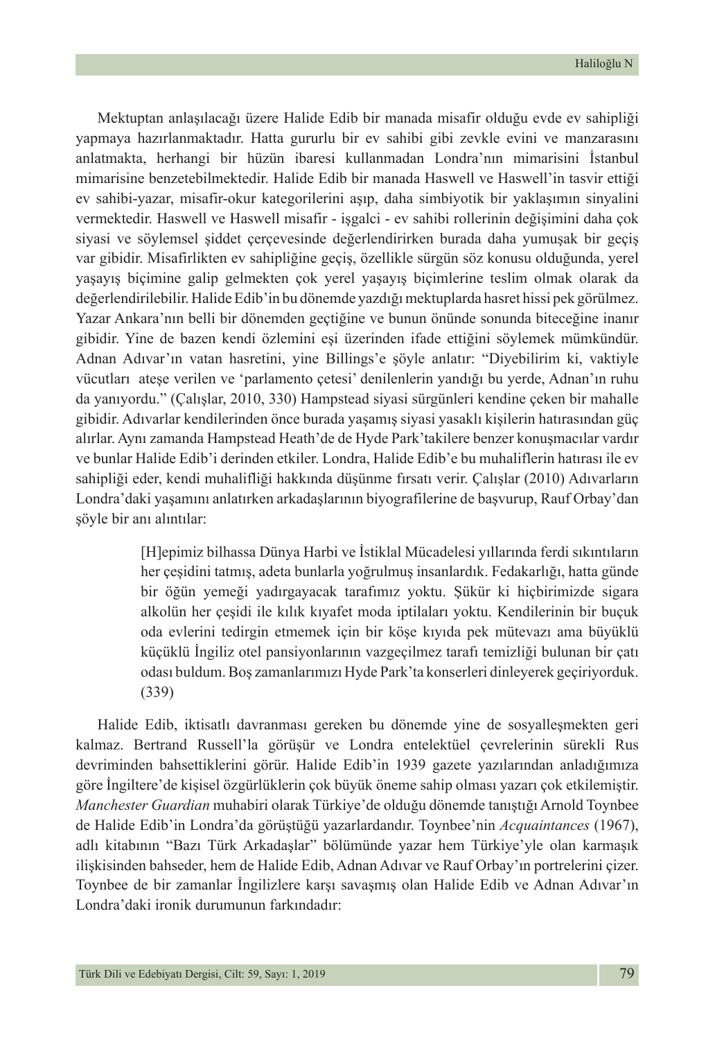Mektuptan anlaşılacağı üzere Halide Edib bir manada misafir olduğu evde ev sahipliği yapmaya hazırlanmaktadır. Hatta gururlu bir ev sahibi gibi zevkle evini ve manzarasını anlatmakta, herhangi bir hüzün ibaresi kullanmadan Londra'nın mimarisini İstanbul mimarisine benzetebilmektedir. Halide Edib bir manada Haswell ve Haswell'in tasvir ettiği ev sahibi-yazar, misafir-okur kategorilerini aşıp, daha simbiyotik bir yaklaşımın sinyalini vermektedir. Haswell ve Haswell misafir - işgalci - ev sahibi rollerinin değişimini daha çok siyasi ve söylemsel şiddet çerçevesinde değerlendirirken burada daha yumuşak bir geçiş var gibidir. Misafirlikten ev sahipliğine geçiş, özellikle sürgün söz konusu olduğunda, yerel yaşayış biçimine galip gelmekten çok yerel yaşayış biçimlerine teslim olmak olarak da değerlendirilebilir. Halide Edib'in bu dönemde yazdığı mektuplarda hasret hissi pek görülmez. Yazar Ankara'nın belli bir dönemden geçtiğine ve bunun önünde sonunda biteceğine inanır gibidir. Yine de bazen kendi özlemini eşi üzerinden ifade ettiğini söylemek mümkündür. Adnan Adıvar'ın vatan hasretini, yine Billings'e şöyle anlatır: "Diyebilirim ki, vaktiyle vücutları ateşe verilen ve 'parlamento çetesi' denilenlerin yandığı bu yerde, Adnan'ın ruhu da yanıyordu." (Çalışlar, 2010, 330) Hampstead siyasi sürgünleri kendine çeken bir mahalle gibidir. Adıvarlar kendilerinden önce burada yaşamış siyasi yasaklı kişilerin hatırasından güç alırlar. Aynı zamanda Hampstead Heath'de de Hyde Park'takilere benzer konuşmacılar vardır ve bunlar Halide Edib'i derinden etkiler. Londra, Halide Edib'e bu muhaliflerin hatırası ile ev sahipliği eder, kendi muhalifliği hakkında düşünme fırsatı verir. Çalışlar (2010) Adıvarların Londra'daki yaşamını anlatırken arkadaşlarının biyografilerine de başvurup, Rauf Orbay'dan şöyle bir anı alıntılar:

> [H]epimiz bilhassa Dünya Harbi ve İstiklal Mücadelesi yıllarında ferdi sıkıntıların her çeşidini tatmış, adeta bunlarla yoğrulmuş insanlardık. Fedakarlığı, hatta günde bir öğün yemeği yadırgayacak tarafımız yoktu. Şükür ki hiçbirimizde sigara alkolün her çeşidi ile kılık kıyafet moda iptilaları yoktu. Kendilerinin bir buçuk oda evlerini tedirgin etmemek için bir köşe kıyıda pek mütevazı ama büyüklü küçüklü İngiliz otel pansiyonlarının vazgeçilmez tarafı temizliği bulunan bir çatı odası buldum. Boş zamanlarımızı Hyde Park'ta konserleri dinleyerek geçiriyorduk. (339)

Halide Edib, iktisatlı davranması gereken bu dönemde yine de sosyalleşmekten geri kalmaz. Bertrand Russell'la görüşür ve Londra entelektüel çevrelerinin sürekli Rus devriminden bahsettiklerini görür. Halide Edib'in 1939 gazete yazılarından anladığımıza göre İngiltere'de kişisel özgürlüklerin çok büyük öneme sahip olması yazarı çok etkilemiştir. *Manchester Guardian* muhabiri olarak Türkiye'de olduğu dönemde tanıştığı Arnold Toynbee de Halide Edib'in Londra'da görüştüğü yazarlardandır. Toynbee'nin *Acquaintances* (1967), adlı kitabının "Bazı Türk Arkadaşlar" bölümünde yazar hem Türkiye'yle olan karmaşık ilişkisinden bahseder, hem de Halide Edib, Adnan Adıvar ve Rauf Orbay'ın portrelerini çizer. Toynbee de bir zamanlar İngilizlere karşı savaşmış olan Halide Edib ve Adnan Adıvar'ın Londra'daki ironik durumunun farkındadır: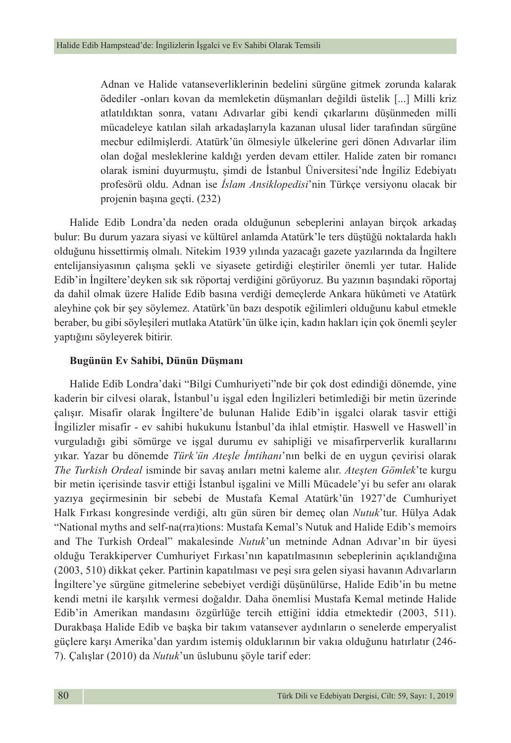> Adnan ve Halide vatanseverliklerinin bedelini sürgüne gitmek zorunda kalarak ödediler -onları kovan da memleketin düşmanları değildi üstelik [...] Milli kriz atlatıldıktan sonra, vatanı Adıvarlar gibi kendi çıkarlarını düşünmeden milli mücadeleye katılan silah arkadaşlarıyla kazanan ulusal lider tarafından sürgüne mecbur edilmişlerdi. Atatürk'ün ölmesiyle ülkelerine geri dönen Adıvarlar ilim olan doğal mesleklerine kaldığı yerden devam ettiler. Halide zaten bir romancı olarak ismini duyurmuştu, şimdi de İstanbul Üniversitesi'nde İngiliz Edebiyatı profesörü oldu. Adnan ise *İslam Ansiklopedisi*'nin Türkçe versiyonu olacak bir projenin başına geçti. (232)

Halide Edib Londra'da neden orada olduğunun sebeplerini anlayan birçok arkadaş bulur: Bu durum yazara siyasi ve kültürel anlamda Atatürk'le ters düştüğü noktalarda haklı olduğunu hissettirmiş olmalı. Nitekim 1939 yılında yazacağı gazete yazılarında da İngiltere entelijansiyasının çalışma şekli ve siyasete getirdiği eleştiriler önemli yer tutar. Halide Edib'in İngiltere'deyken sık sık röportaj verdiğini görüyoruz. Bu yazının başındaki röportaj da dahil olmak üzere Halide Edib basına verdiği demeçlerde Ankara hükûmeti ve Atatürk aleyhine çok bir şey söylemez. Atatürk'ün bazı despotik eğilimleri olduğunu kabul etmekle beraber, bu gibi söyleşileri mutlaka Atatürk'ün ülke için, kadın hakları için çok önemli şeyler yaptığını söyleyerek bitirir.

**Bugünün Ev Sahibi, Dünün Düşmanı**

Halide Edib Londra'daki "Bilgi Cumhuriyeti"nde bir çok dost edindiği dönemde, yine kaderin bir cilvesi olarak, İstanbul'u işgal eden İngilizleri betimlediği bir metin üzerinde çalışır. Misafir olarak İngiltere'de bulunan Halide Edib'in işgalci olarak tasvir ettiği İngilizler misafir - ev sahibi hukukunu İstanbul'da ihlal etmiştir. Haswell ve Haswell'in vurguladığı gibi sömürge ve işgal durumu ev sahipliği ve misafirperverlik kurallarını yıkar. Yazar bu dönemde *Türk'ün Ateşle İmtihanı*'nın belki de en uygun çevirisi olarak *The Turkish Ordeal* isminde bir savaş anıları metni kaleme alır. *Ateşten Gömlek*'te kurgu bir metin içerisinde tasvir ettiği İstanbul işgalini ve Milli Mücadele'yi bu sefer anı olarak yazıya geçirmesinin bir sebebi de Mustafa Kemal Atatürk'ün 1927'de Cumhuriyet Halk Fırkası kongresinde verdiği, altı gün süren bir demeç olan *Nutuk*'tur. Hülya Adak "National myths and self-na(rra)tions: Mustafa Kemal's Nutuk and Halide Edib's memoirs and The Turkish Ordeal" makalesinde *Nutuk*'un metninde Adnan Adıvar'ın bir üyesi olduğu Terakkiperver Cumhuriyet Fırkası'nın kapatılmasının sebeplerinin açıklandığına (2003, 510) dikkat çeker. Partinin kapatılması ve peşi sıra gelen siyasi havanın Adıvarların İngiltere'ye sürgüne gitmelerine sebebiyet verdiği düşünülürse, Halide Edib'in bu metne kendi metni ile karşılık vermesi doğaldır. Daha önemlisi Mustafa Kemal metinde Halide Edib'in Amerikan mandasını özgürlüğe tercih ettiğini iddia etmektedir (2003, 511). Durakbaşa Halide Edib ve başka bir takım vatansever aydınların o senelerde emperyalist güçlere karşı Amerika'dan yardım istemiş olduklarının bir vakıa olduğunu hatırlatır (246-7). Çalışlar (2010) da *Nutuk*'un üslubunu şöyle tarif eder: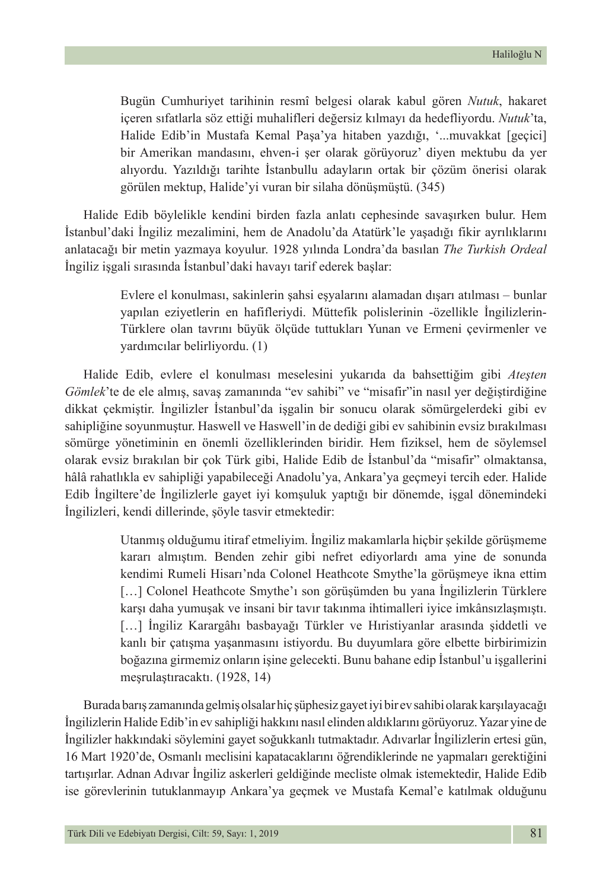> Bugün Cumhuriyet tarihinin resmî belgesi olarak kabul gören *Nutuk*, hakaret içeren sıfatlarla söz ettiği muhalifleri değersiz kılmayı da hedefliyordu. *Nutuk*'ta, Halide Edib'in Mustafa Kemal Paşa'ya hitaben yazdığı, '...muvakkat [geçici] bir Amerikan mandasını, ehven-i şer olarak görüyoruz' diyen mektubu da yer alıyordu. Yazıldığı tarihte İstanbullu adayların ortak bir çözüm önerisi olarak görülen mektup, Halide'yi vuran bir silaha dönüşmüştü. (345)

Halide Edib böylelikle kendini birden fazla anlatı cephesinde savaşırken bulur. Hem İstanbul'daki İngiliz mezalimini, hem de Anadolu'da Atatürk'le yaşadığı fikir ayrılıklarını anlatacağı bir metin yazmaya koyulur. 1928 yılında Londra'da basılan *The Turkish Ordeal* İngiliz işgali sırasında İstanbul'daki havayı tarif ederek başlar:

> Evlere el konulması, sakinlerin şahsi eşyalarını alamadan dışarı atılması – bunlar yapılan eziyetlerin en hafifleriydi. Müttefik polislerinin -özellikle İngilizlerin- Türklere olan tavrını büyük ölçüde tuttukları Yunan ve Ermeni çevirmenler ve yardımcılar belirliyordu. (1)

Halide Edib, evlere el konulması meselesini yukarıda da bahsettiğim gibi *Ateşten Gömlek*'te de ele almış, savaş zamanında "ev sahibi" ve "misafir"in nasıl yer değiştirdiğine dikkat çekmiştir. İngilizler İstanbul'da işgalin bir sonucu olarak sömürgelerdeki gibi ev sahipliğine soyunmuştur. Haswell ve Haswell'in de dediği gibi ev sahibinin evsiz bırakılması sömürge yönetiminin en önemli özelliklerinden biridir. Hem fiziksel, hem de söylemsel olarak evsiz bırakılan bir çok Türk gibi, Halide Edib de İstanbul'da "misafir" olmaktansa, hâlâ rahatlıkla ev sahipliği yapabileceği Anadolu'ya, Ankara'ya geçmeyi tercih eder. Halide Edib İngiltere'de İngilizlerle gayet iyi komşuluk yaptığı bir dönemde, işgal dönemindeki İngilizleri, kendi dillerinde, şöyle tasvir etmektedir:

> Utanmış olduğumu itiraf etmeliyim. İngiliz makamlarla hiçbir şekilde görüşmeme kararı almıştım. Benden zehir gibi nefret ediyorlardı ama yine de sonunda kendimi Rumeli Hisarı'nda Colonel Heathcote Smythe'la görüşmeye ikna ettim […] Colonel Heathcote Smythe'ı son görüşümden bu yana İngilizlerin Türklere karşı daha yumuşak ve insani bir tavır takınma ihtimalleri iyice imkânsızlaşmıştı. […] İngiliz Karargâhı basbayağı Türkler ve Hıristiyanlar arasında şiddetli ve kanlı bir çatışma yaşanmasını istiyordu. Bu duyumlara göre elbette birbirimizin boğazına girmemiz onların işine gelecekti. Bunu bahane edip İstanbul'u işgallerini meşrulaştıracaktı. (1928, 14)

Burada barış zamanında gelmiş olsalar hiç şüphesiz gayet iyi bir ev sahibi olarak karşılayacağı İngilizlerin Halide Edib'in ev sahipliği hakkını nasıl elinden aldıklarını görüyoruz. Yazar yine de İngilizler hakkındaki söylemini gayet soğukkanlı tutmaktadır. Adıvarlar İngilizlerin ertesi gün, 16 Mart 1920'de, Osmanlı meclisini kapatacaklarını öğrendiklerinde ne yapmaları gerektiğini tartışırlar. Adnan Adıvar İngiliz askerleri geldiğinde mecliste olmak istemektedir, Halide Edib ise görevlerinin tutuklanmayıp Ankara'ya geçmek ve Mustafa Kemal'e katılmak olduğunu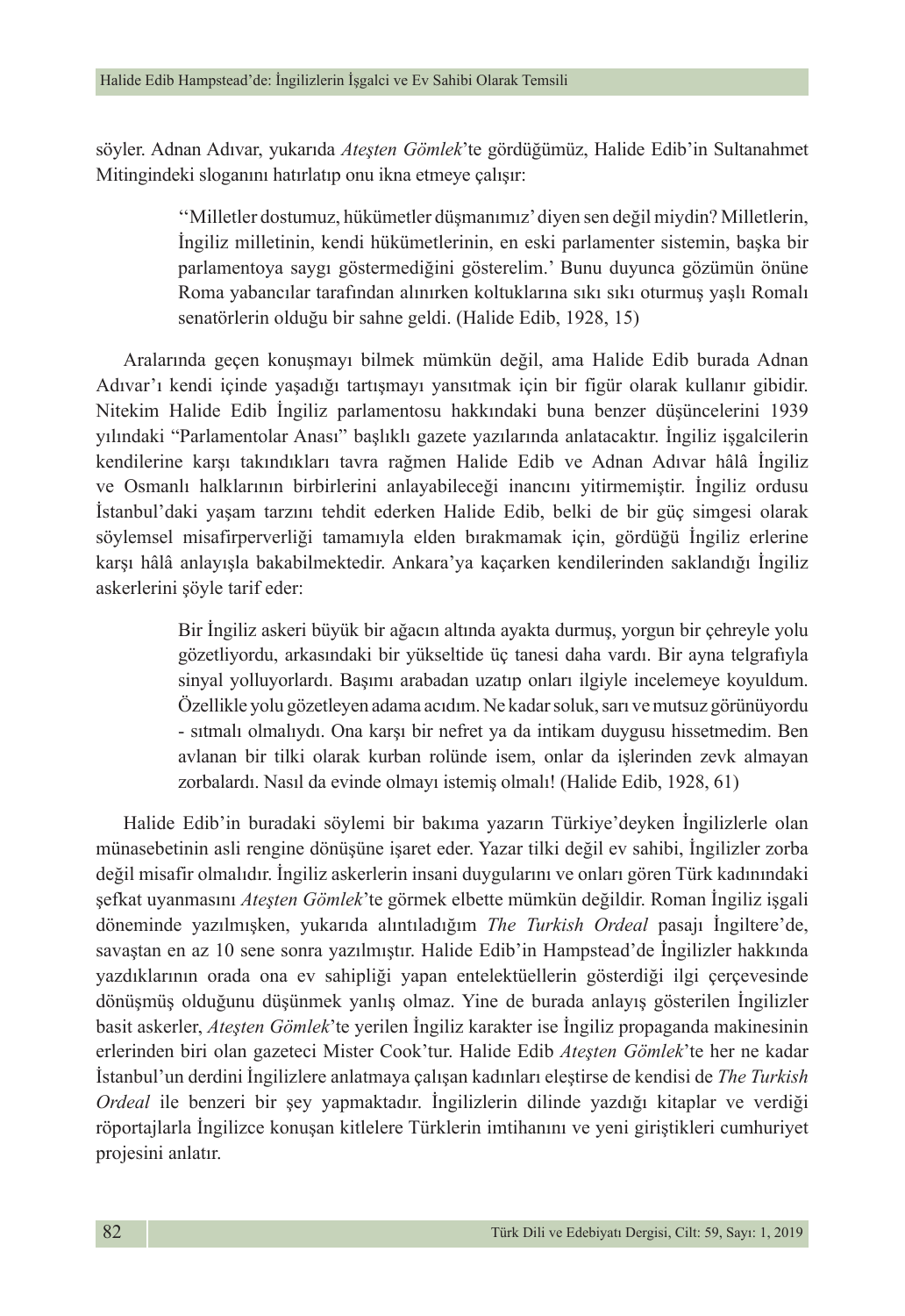söyler. Adnan Adıvar, yukarıda *Ateşten Gömlek*'te gördüğümüz, Halide Edib'in Sultanahmet Mitingindeki sloganını hatırlatıp onu ikna etmeye çalışır:

> ''Milletler dostumuz, hükümetler düşmanımız' diyen sen değil miydin? Milletlerin, İngiliz milletinin, kendi hükümetlerinin, en eski parlamenter sistemin, başka bir parlamentoya saygı göstermediğini gösterelim.' Bunu duyunca gözümün önüne Roma yabancılar tarafından alınırken koltuklarına sıkı sıkı oturmuş yaşlı Romalı senatörlerin olduğu bir sahne geldi. (Halide Edib, 1928, 15)

Aralarında geçen konuşmayı bilmek mümkün değil, ama Halide Edib burada Adnan Adıvar'ı kendi içinde yaşadığı tartışmayı yansıtmak için bir figür olarak kullanır gibidir. Nitekim Halide Edib İngiliz parlamentosu hakkındaki buna benzer düşüncelerini 1939 yılındaki "Parlamentolar Anası" başlıklı gazete yazılarında anlatacaktır. İngiliz işgalcilerin kendilerine karşı takındıkları tavra rağmen Halide Edib ve Adnan Adıvar hâlâ İngiliz ve Osmanlı halklarının birbirlerini anlayabileceği inancını yitirmemiştir. İngiliz ordusu İstanbul'daki yaşam tarzını tehdit ederken Halide Edib, belki de bir güç simgesi olarak söylemsel misafirperverliği tamamıyla elden bırakmamak için, gördüğü İngiliz erlerine karşı hâlâ anlayışla bakabilmektedir. Ankara'ya kaçarken kendilerinden saklandığı İngiliz askerlerini şöyle tarif eder:

> Bir İngiliz askeri büyük bir ağacın altında ayakta durmuş, yorgun bir çehreyle yolu gözetliyordu, arkasındaki bir yükseltide üç tanesi daha vardı. Bir ayna telgrafıyla sinyal yolluyorlardı. Başımı arabadan uzatıp onları ilgiyle incelemeye koyuldum. Özellikle yolu gözetleyen adama acıdım. Ne kadar soluk, sarı ve mutsuz görünüyordu - sıtmalı olmalıydı. Ona karşı bir nefret ya da intikam duygusu hissetmedim. Ben avlanan bir tilki olarak kurban rolünde isem, onlar da işlerinden zevk almayan zorbalardı. Nasıl da evinde olmayı istemiş olmalı! (Halide Edib, 1928, 61)

Halide Edib'in buradaki söylemi bir bakıma yazarın Türkiye'deyken İngilizlerle olan münasebetinin asli rengine dönüşüne işaret eder. Yazar tilki değil ev sahibi, İngilizler zorba değil misafir olmalıdır. İngiliz askerlerin insani duygularını ve onları gören Türk kadınındaki şefkat uyanmasını *Ateşten Gömlek*'te görmek elbette mümkün değildir. Roman İngiliz işgali döneminde yazılmışken, yukarıda alıntıladığım *The Turkish Ordeal* pasajı İngiltere'de, savaştan en az 10 sene sonra yazılmıştır. Halide Edib'in Hampstead'de İngilizler hakkında yazdıklarının orada ona ev sahipliği yapan entelektüellerin gösterdiği ilgi çerçevesinde dönüşmüş olduğunu düşünmek yanlış olmaz. Yine de burada anlayış gösterilen İngilizler basit askerler, *Ateşten Gömlek*'te yerilen İngiliz karakter ise İngiliz propaganda makinesinin erlerinden biri olan gazeteci Mister Cook'tur. Halide Edib *Ateşten Gömlek*'te her ne kadar İstanbul'un derdini İngilizlere anlatmaya çalışan kadınları eleştirse de kendisi de *The Turkish Ordeal* ile benzeri bir şey yapmaktadır. İngilizlerin dilinde yazdığı kitaplar ve verdiği röportajlarla İngilizce konuşan kitlelere Türklerin imtihanını ve yeni giriştikleri cumhuriyet projesini anlatır.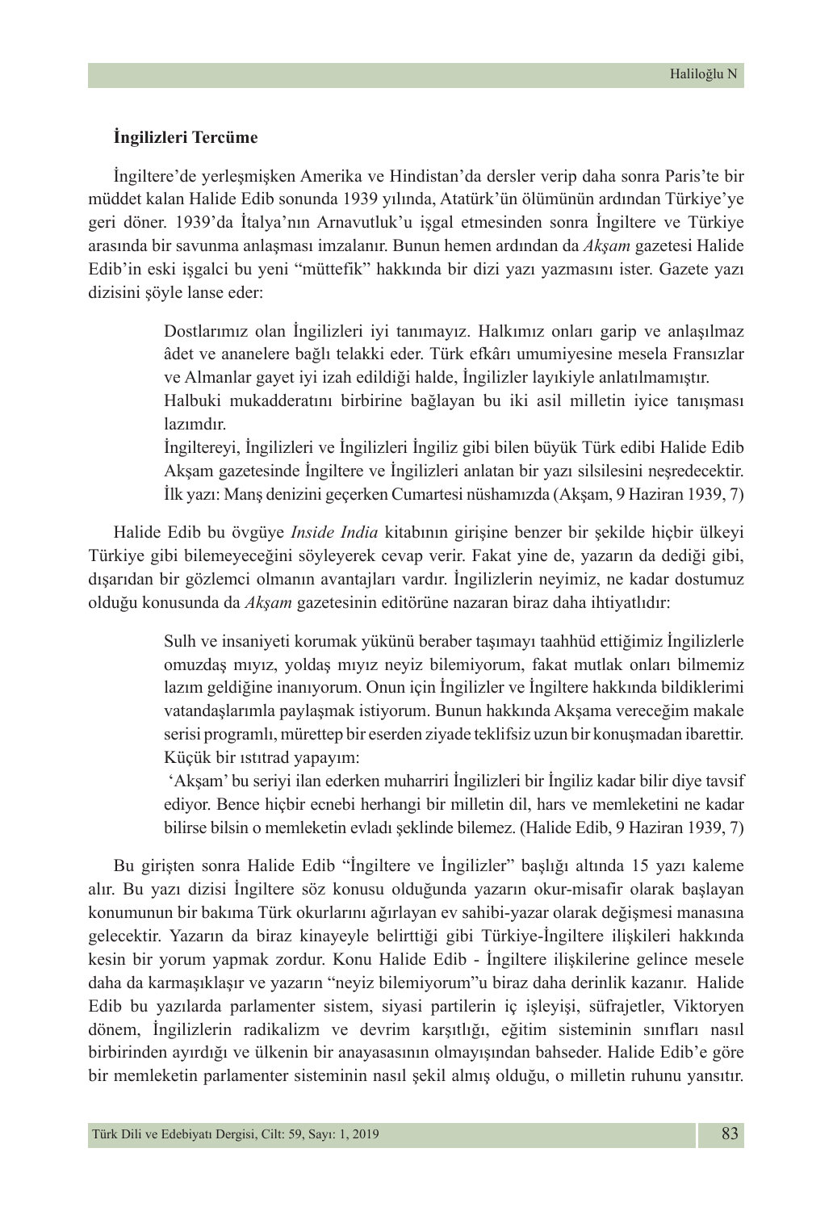**İngilizleri Tercüme**

İngiltere'de yerleşmişken Amerika ve Hindistan'da dersler verip daha sonra Paris'te bir müddet kalan Halide Edib sonunda 1939 yılında, Atatürk'ün ölümünün ardından Türkiye'ye geri döner. 1939'da İtalya'nın Arnavutluk'u işgal etmesinden sonra İngiltere ve Türkiye arasında bir savunma anlaşması imzalanır. Bunun hemen ardından da *Akşam* gazetesi Halide Edib'in eski işgalci bu yeni "müttefik" hakkında bir dizi yazı yazmasını ister. Gazete yazı dizisini şöyle lanse eder:

> Dostlarımız olan İngilizleri iyi tanımayız. Halkımız onları garip ve anlaşılmaz âdet ve ananelere bağlı telakki eder. Türk efkârı umumiyesine mesela Fransızlar ve Almanlar gayet iyi izah edildiği halde, İngilizler layıkiyle anlatılmamıştır.
> Halbuki mukadderatını birbirine bağlayan bu iki asil milletin iyice tanışması lazımdır.
> İngiltereyi, İngilizleri ve İngilizleri İngiliz gibi bilen büyük Türk edibi Halide Edib Akşam gazetesinde İngiltere ve İngilizleri anlatan bir yazı silsilesini neşredecektir.
> İlk yazı: Manş denizini geçerken Cumartesi nüshamızda (Akşam, 9 Haziran 1939, 7)

Halide Edib bu övgüye *Inside India* kitabının girişine benzer bir şekilde hiçbir ülkeyi Türkiye gibi bilemeyeceğini söyleyerek cevap verir. Fakat yine de, yazarın da dediği gibi, dışarıdan bir gözlemci olmanın avantajları vardır. İngilizlerin neyimiz, ne kadar dostumuz olduğu konusunda da *Akşam* gazetesinin editörüne nazaran biraz daha ihtiyatlıdır:

> Sulh ve insaniyeti korumak yükünü beraber taşımayı taahhüd ettiğimiz İngilizlerle omuzdaş mıyız, yoldaş mıyız neyiz bilemiyorum, fakat mutlak onları bilmemiz lazım geldiğine inanıyorum. Onun için İngilizler ve İngiltere hakkında bildiklerimi vatandaşlarımla paylaşmak istiyorum. Bunun hakkında Akşama vereceğim makale serisi programlı, mürettep bir eserden ziyade teklifsiz uzun bir konuşmadan ibarettir. Küçük bir ıstıtrad yapayım:
> 'Akşam' bu seriyi ilan ederken muharriri İngilizleri bir İngiliz kadar bilir diye tavsif ediyor. Bence hiçbir ecnebi herhangi bir milletin dil, hars ve memleketini ne kadar bilirse bilsin o memleketin evladı şeklinde bilemez. (Halide Edib, 9 Haziran 1939, 7)

Bu girişten sonra Halide Edib "İngiltere ve İngilizler" başlığı altında 15 yazı kaleme alır. Bu yazı dizisi İngiltere söz konusu olduğunda yazarın okur-misafir olarak başlayan konumunun bir bakıma Türk okurlarını ağırlayan ev sahibi-yazar olarak değişmesi manasına gelecektir. Yazarın da biraz kinayeyle belirttiği gibi Türkiye-İngiltere ilişkileri hakkında kesin bir yorum yapmak zordur. Konu Halide Edib - İngiltere ilişkilerine gelince mesele daha da karmaşıklaşır ve yazarın "neyiz bilemiyorum"u biraz daha derinlik kazanır. Halide Edib bu yazılarda parlamenter sistem, siyasi partilerin iç işleyişi, süfrajetler, Viktoryen dönem, İngilizlerin radikalizm ve devrim karşıtlığı, eğitim sisteminin sınıfları nasıl birbirinden ayırdığı ve ülkenin bir anayasasının olmayışından bahseder. Halide Edib'e göre bir memleketin parlamenter sisteminin nasıl şekil almış olduğu, o milletin ruhunu yansıtır.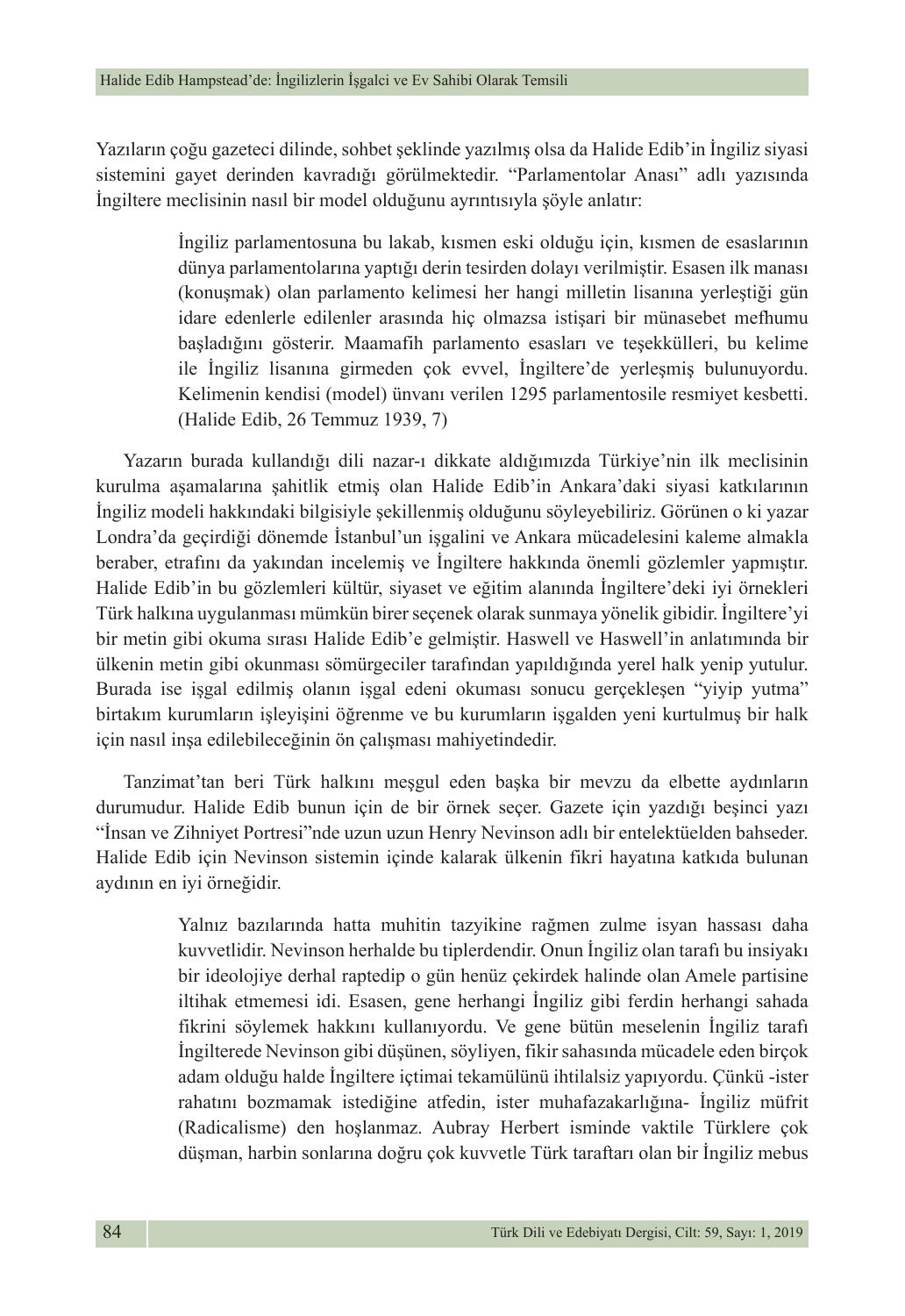Yazıların çoğu gazeteci dilinde, sohbet şeklinde yazılmış olsa da Halide Edib'in İngiliz siyasi sistemini gayet derinden kavradığı görülmektedir. "Parlamentolar Anası" adlı yazısında İngiltere meclisinin nasıl bir model olduğunu ayrıntısıyla şöyle anlatır:

> İngiliz parlamentosuna bu lakab, kısmen eski olduğu için, kısmen de esaslarının dünya parlamentolarına yaptığı derin tesirden dolayı verilmiştir. Esasen ilk manası (konuşmak) olan parlamento kelimesi her hangi milletin lisanına yerleştiği gün idare edenlerle edilenler arasında hiç olmazsa istişari bir münasebet mefhumu başladığını gösterir. Maamafih parlamento esasları ve teşekkülleri, bu kelime ile İngiliz lisanına girmeden çok evvel, İngiltere'de yerleşmiş bulunuyordu. Kelimenin kendisi (model) ünvanı verilen 1295 parlamentosile resmiyet kesbetti. (Halide Edib, 26 Temmuz 1939, 7)

Yazarın burada kullandığı dili nazar-ı dikkate aldığımızda Türkiye'nin ilk meclisinin kurulma aşamalarına şahitlik etmiş olan Halide Edib'in Ankara'daki siyasi katkılarının İngiliz modeli hakkındaki bilgisiyle şekillenmiş olduğunu söyleyebiliriz. Görünen o ki yazar Londra'da geçirdiği dönemde İstanbul'un işgalini ve Ankara mücadelesini kaleme almakla beraber, etrafını da yakından incelemiş ve İngiltere hakkında önemli gözlemler yapmıştır. Halide Edib'in bu gözlemleri kültür, siyaset ve eğitim alanında İngiltere'deki iyi örnekleri Türk halkına uygulanması mümkün birer seçenek olarak sunmaya yönelik gibidir. İngiltere'yi bir metin gibi okuma sırası Halide Edib'e gelmiştir. Haswell ve Haswell'in anlatımında bir ülkenin metin gibi okunması sömürgeciler tarafından yapıldığında yerel halk yenip yutulur. Burada ise işgal edilmiş olanın işgal edeni okuması sonucu gerçekleşen "yiyip yutma" birtakım kurumların işleyişini öğrenme ve bu kurumların işgalden yeni kurtulmuş bir halk için nasıl inşa edilebileceğinin ön çalışması mahiyetindedir.

Tanzimat'tan beri Türk halkını meşgul eden başka bir mevzu da elbette aydınların durumudur. Halide Edib bunun için de bir örnek seçer. Gazete için yazdığı beşinci yazı "İnsan ve Zihniyet Portresi"nde uzun uzun Henry Nevinson adlı bir entelektüelden bahseder. Halide Edib için Nevinson sistemin içinde kalarak ülkenin fikri hayatına katkıda bulunan aydının en iyi örneğidir.

> Yalnız bazılarında hatta muhitin tazyikine rağmen zulme isyan hassası daha kuvvetlidir. Nevinson herhalde bu tiplerdendir. Onun İngiliz olan tarafı bu insiyakı bir ideolojiye derhal raptedip o gün henüz çekirdek halinde olan Amele partisine iltihak etmemesi idi. Esasen, gene herhangi İngiliz gibi ferdin herhangi sahada fikrini söylemek hakkını kullanıyordu. Ve gene bütün meselenin İngiliz tarafı İngilterede Nevinson gibi düşünen, söyliyen, fikir sahasında mücadele eden birçok adam olduğu halde İngiltere içtimai tekamülünü ihtilalsiz yapıyordu. Çünkü -ister rahatını bozmamak istediğine atfedin, ister muhafazakarlığına- İngiliz müfrit (Radicalisme) den hoşlanmaz. Aubray Herbert isminde vaktile Türklere çok düşman, harbin sonlarına doğru çok kuvvetle Türk taraftarı olan bir İngiliz mebus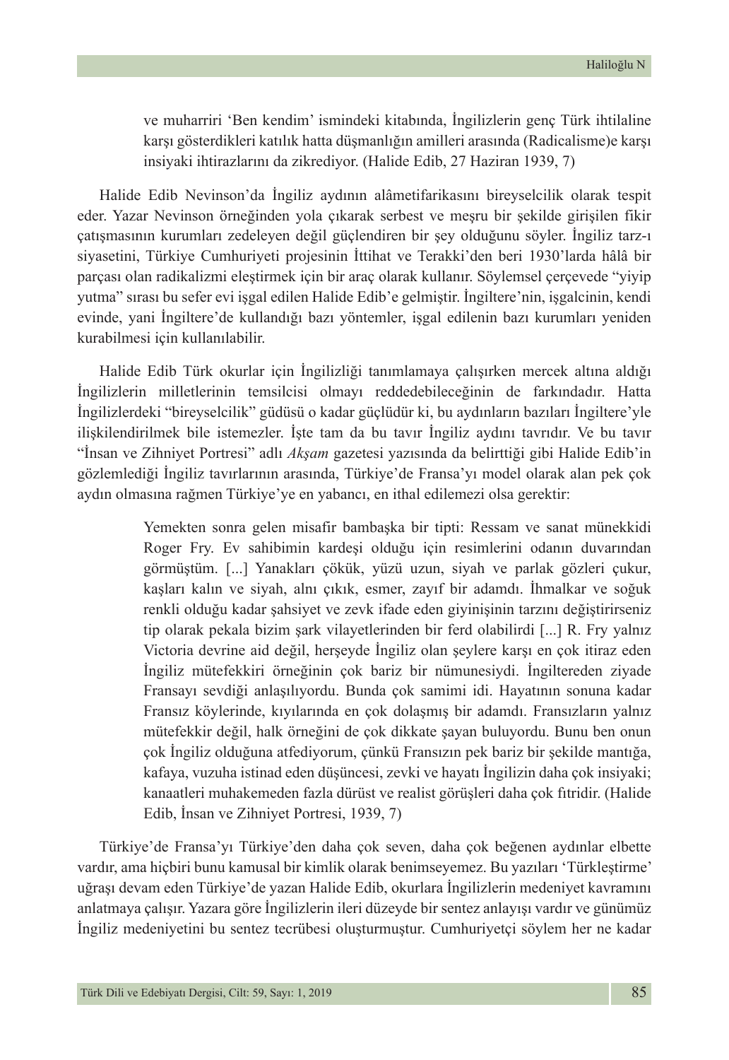> ve muharriri 'Ben kendim' ismindeki kitabında, İngilizlerin genç Türk ihtilaline karşı gösterdikleri katılık hatta düşmanlığın amilleri arasında (Radicalisme)e karşı insiyaki ihtirazlarını da zikrediyor. (Halide Edib, 27 Haziran 1939, 7)

Halide Edib Nevinson'da İngiliz aydının alâmetifarikasını bireyselcilik olarak tespit eder. Yazar Nevinson örneğinden yola çıkarak serbest ve meşru bir şekilde girişilen fikir çatışmasının kurumları zedeleyen değil güçlendiren bir şey olduğunu söyler. İngiliz tarz-ı siyasetini, Türkiye Cumhuriyeti projesinin İttihat ve Terakki'den beri 1930'larda hâlâ bir parçası olan radikalizmi eleştirmek için bir araç olarak kullanır. Söylemsel çerçevede "yiyip yutma" sırası bu sefer evi işgal edilen Halide Edib'e gelmiştir. İngiltere'nin, işgalcinin, kendi evinde, yani İngiltere'de kullandığı bazı yöntemler, işgal edilenin bazı kurumları yeniden kurabilmesi için kullanılabilir.

Halide Edib Türk okurlar için İngilizliği tanımlamaya çalışırken mercek altına aldığı İngilizlerin milletlerinin temsilcisi olmayı reddedebileceğinin de farkındadır. Hatta İngilizlerdeki "bireyselcilik" güdüsü o kadar güçlüdür ki, bu aydınların bazıları İngiltere'yle ilişkilendirilmek bile istemezler. İşte tam da bu tavır İngiliz aydını tavrıdır. Ve bu tavır "İnsan ve Zihniyet Portresi" adlı *Akşam* gazetesi yazısında da belirttiği gibi Halide Edib'in gözlemlediği İngiliz tavırlarının arasında, Türkiye'de Fransa'yı model olarak alan pek çok aydın olmasına rağmen Türkiye'ye en yabancı, en ithal edilemezi olsa gerektir:

> Yemekten sonra gelen misafir bambaşka bir tipti: Ressam ve sanat münekkidi Roger Fry. Ev sahibimin kardeşi olduğu için resimlerini odanın duvarından görmüştüm. [...] Yanakları çökük, yüzü uzun, siyah ve parlak gözleri çukur, kaşları kalın ve siyah, alnı çıkık, esmer, zayıf bir adamdı. İhmalkar ve soğuk renkli olduğu kadar şahsiyet ve zevk ifade eden giyinişinin tarzını değiştirirseniz tip olarak pekala bizim şark vilayetlerinden bir ferd olabilirdi [...] R. Fry yalnız Victoria devrine aid değil, herşeyde İngiliz olan şeylere karşı en çok itiraz eden İngiliz mütefekkiri örneğinin çok bariz bir nümunesiydi. İngiltereden ziyade Fransayı sevdiği anlaşılıyordu. Bunda çok samimi idi. Hayatının sonuna kadar Fransız köylerinde, kıyılarında en çok dolaşmış bir adamdı. Fransızların yalnız mütefekkir değil, halk örneğini de çok dikkate şayan buluyordu. Bunu ben onun çok İngiliz olduğuna atfediyorum, çünkü Fransızın pek bariz bir şekilde mantığa, kafaya, vuzuha istinad eden düşüncesi, zevki ve hayatı İngilizin daha çok insiyaki; kanaatleri muhakemeden fazla dürüst ve realist görüşleri daha çok fıtridir. (Halide Edib, İnsan ve Zihniyet Portresi, 1939, 7)

Türkiye'de Fransa'yı Türkiye'den daha çok seven, daha çok beğenen aydınlar elbette vardır, ama hiçbiri bunu kamusal bir kimlik olarak benimseyemez. Bu yazıları 'Türkleştirme' uğraşı devam eden Türkiye'de yazan Halide Edib, okurlara İngilizlerin medeniyet kavramını anlatmaya çalışır. Yazara göre İngilizlerin ileri düzeyde bir sentez anlayışı vardır ve günümüz İngiliz medeniyetini bu sentez tecrübesi oluşturmuştur. Cumhuriyetçi söylem her ne kadar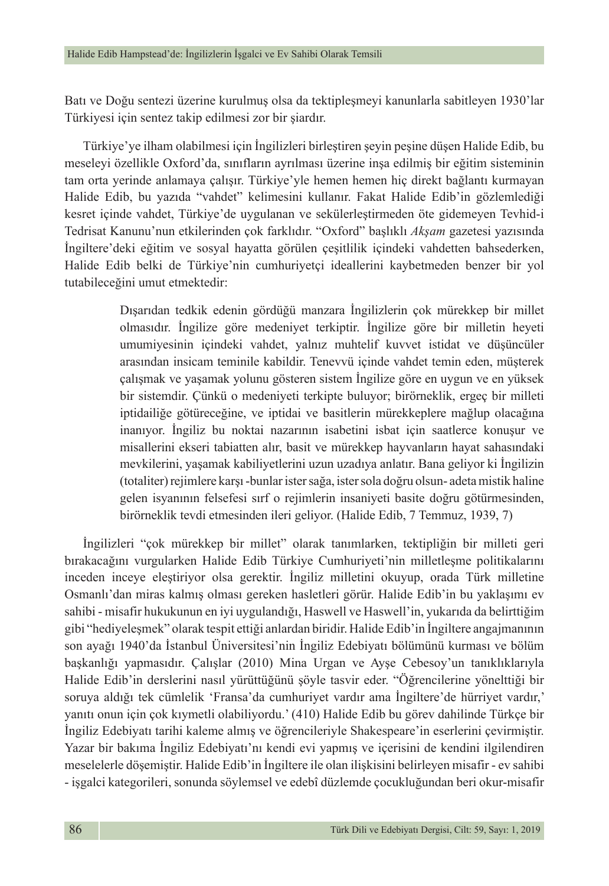Batı ve Doğu sentezi üzerine kurulmuş olsa da tektipleşmeyi kanunlarla sabitleyen 1930'lar Türkiyesi için sentez takip edilmesi zor bir şiardır.

Türkiye'ye ilham olabilmesi için İngilizleri birleştiren şeyin peşine düşen Halide Edib, bu meseleyi özellikle Oxford'da, sınıfların ayrılması üzerine inşa edilmiş bir eğitim sisteminin tam orta yerinde anlamaya çalışır. Türkiye'yle hemen hemen hiç direkt bağlantı kurmayan Halide Edib, bu yazıda "vahdet" kelimesini kullanır. Fakat Halide Edib'in gözlemlediği kesret içinde vahdet, Türkiye'de uygulanan ve sekülerleştirmeden öte gidemeyen Tevhid-i Tedrisat Kanunu'nun etkilerinden çok farklıdır. "Oxford" başlıklı *Akşam* gazetesi yazısında İngiltere'deki eğitim ve sosyal hayatta görülen çeşitlilik içindeki vahdetten bahsederken, Halide Edib belki de Türkiye'nin cumhuriyetçi ideallerini kaybetmeden benzer bir yol tutabileceğini umut etmektedir:

> Dışarıdan tedkik edenin gördüğü manzara İngilizlerin çok mürekkep bir millet olmasıdır. İngilize göre medeniyet terkiptir. İngilize göre bir milletin heyeti umumiyesinin içindeki vahdet, yalnız muhtelif kuvvet istidat ve düşünceler arasından insicam teminile kabildir. Tenevvü içinde vahdet temin eden, müşterek çalışmak ve yaşamak yolunu gösteren sistem İngilize göre en uygun ve en yüksek bir sistemdir. Çünkü o medeniyeti terkipte buluyor; birörneklik, ergeç bir milleti iptidailiğe götüreceğine, ve iptidai ve basitlerin mürekkeplere mağlup olacağına inanıyor. İngiliz bu noktai nazarının isabetini isbat için saatlerce konuşur ve misallerini ekseri tabiatten alır, basit ve mürekkep hayvanların hayat sahasındaki mevkilerini, yaşamak kabiliyetlerini uzun uzadıya anlatır. Bana geliyor ki İngilizin (totaliter) rejimlere karşı -bunlar ister sağa, ister sola doğru olsun- adeta mistik haline gelen isyanının felsefesi sırf o rejimlerin insaniyeti basite doğru götürmesinden, birörneklik tevdi etmesinden ileri geliyor. (Halide Edib, 7 Temmuz, 1939, 7)

İngilizleri "çok mürekkep bir millet" olarak tanımlarken, tektipliğin bir milleti geri bırakacağını vurgularken Halide Edib Türkiye Cumhuriyeti'nin milletleşme politikalarını inceden inceye eleştiriyor olsa gerektir. İngiliz milletini okuyup, orada Türk milletine Osmanlı'dan miras kalmış olması gereken hasletleri görür. Halide Edib'in bu yaklaşımı ev sahibi - misafir hukukunun en iyi uygulandığı, Haswell ve Haswell'in, yukarıda da belirttiğim gibi "hediyeleşmek" olarak tespit ettiği anlardan biridir. Halide Edib'in İngiltere angajmanının son ayağı 1940'da İstanbul Üniversitesi'nin İngiliz Edebiyatı bölümünü kurması ve bölüm başkanlığı yapmasıdır. Çalışlar (2010) Mina Urgan ve Ayşe Cebesoy'un tanıklıklarıyla Halide Edib'in derslerini nasıl yürüttüğünü şöyle tasvir eder. "Öğrencilerine yönelttiği bir soruya aldığı tek cümlelik 'Fransa'da cumhuriyet vardır ama İngiltere'de hürriyet vardır,' yanıtı onun için çok kıymetli olabiliyordu.' (410) Halide Edib bu görev dahilinde Türkçe bir İngiliz Edebiyatı tarihi kaleme almış ve öğrencileriyle Shakespeare'in eserlerini çevirmiştir. Yazar bir bakıma İngiliz Edebiyatı'nı kendi evi yapmış ve içerisini de kendini ilgilendiren meselelerle döşemiştir. Halide Edib'in İngiltere ile olan ilişkisini belirleyen misafir - ev sahibi - işgalci kategorileri, sonunda söylemsel ve edebî düzlemde çocukluğundan beri okur-misafir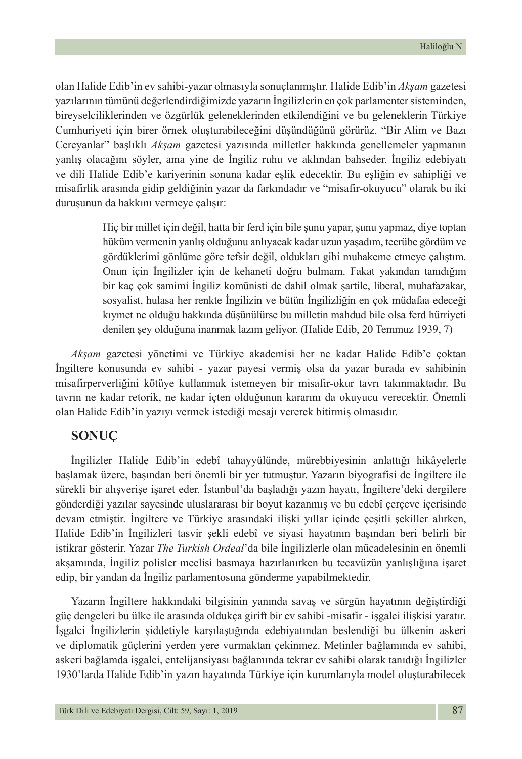olan Halide Edib'in ev sahibi-yazar olmasıyla sonuçlanmıştır. Halide Edib'in *Akşam* gazetesi yazılarının tümünü değerlendirdiğimizde yazarın İngilizlerin en çok parlamenter sisteminden, bireyselciliklerinden ve özgürlük geleneklerinden etkilendiğini ve bu geleneklerin Türkiye Cumhuriyeti için birer örnek oluşturabileceğini düşündüğünü görürüz. "Bir Alim ve Bazı Cereyanlar" başlıklı *Akşam* gazetesi yazısında milletler hakkında genellemeler yapmanın yanlış olacağını söyler, ama yine de İngiliz ruhu ve aklından bahseder. İngiliz edebiyatı ve dili Halide Edib'e kariyerinin sonuna kadar eşlik edecektir. Bu eşliğin ev sahipliği ve misafirlik arasında gidip geldiğinin yazar da farkındadır ve "misafir-okuyucu" olarak bu iki duruşunun da hakkını vermeye çalışır:

> Hiç bir millet için değil, hatta bir ferd için bile şunu yapar, şunu yapmaz, diye toptan hüküm vermenin yanlış olduğunu anlıyacak kadar uzun yaşadım, tecrübe gördüm ve gördüklerimi gönlüme göre tefsir değil, oldukları gibi muhakeme etmeye çalıştım. Onun için İngilizler için de kehaneti doğru bulmam. Fakat yakından tanıdığım bir kaç çok samimi İngiliz komünisti de dahil olmak şartile, liberal, muhafazakar, sosyalist, hulasa her renkte İngilizin ve bütün İngilizliğin en çok müdafaa edeceği kıymet ne olduğu hakkında düşünülürse bu milletin mahdud bile olsa ferd hürriyeti denilen şey olduğuna inanmak lazım geliyor. (Halide Edib, 20 Temmuz 1939, 7)

*Akşam* gazetesi yönetimi ve Türkiye akademisi her ne kadar Halide Edib'e çoktan İngiltere konusunda ev sahibi - yazar payesi vermiş olsa da yazar burada ev sahibinin misafirperverliğini kötüye kullanmak istemeyen bir misafir-okur tavrı takınmaktadır. Bu tavrın ne kadar retorik, ne kadar içten olduğunun kararını da okuyucu verecektir. Önemli olan Halide Edib'in yazıyı vermek istediği mesajı vererek bitirmiş olmasıdır.

## SONUÇ

İngilizler Halide Edib'in edebî tahayyülünde, mürebbiyesinin anlattığı hikâyelerle başlamak üzere, başından beri önemli bir yer tutmuştur. Yazarın biyografisi de İngiltere ile sürekli bir alışverişe işaret eder. İstanbul'da başladığı yazın hayatı, İngiltere'deki dergilere gönderdiği yazılar sayesinde uluslararası bir boyut kazanmış ve bu edebî çerçeve içerisinde devam etmiştir. İngiltere ve Türkiye arasındaki ilişki yıllar içinde çeşitli şekiller alırken, Halide Edib'in İngilizleri tasvir şekli edebî ve siyasi hayatının başından beri belirli bir istikrar gösterir. Yazar *The Turkish Ordeal*'da bile İngilizlerle olan mücadelesinin en önemli akşamında, İngiliz polisler meclisi basmaya hazırlanırken bu tecavüzün yanlışlığına işaret edip, bir yandan da İngiliz parlamentosuna gönderme yapabilmektedir.

Yazarın İngiltere hakkındaki bilgisinin yanında savaş ve sürgün hayatının değiştirdiği güç dengeleri bu ülke ile arasında oldukça girift bir ev sahibi -misafir - işgalci ilişkisi yaratır. İşgalci İngilizlerin şiddetiyle karşılaştığında edebiyatından beslendiği bu ülkenin askeri ve diplomatik güçlerini yerden yere vurmaktan çekinmez. Metinler bağlamında ev sahibi, askeri bağlamda işgalci, entelijansiyası bağlamında tekrar ev sahibi olarak tanıdığı İngilizler 1930'larda Halide Edib'in yazın hayatında Türkiye için kurumlarıyla model oluşturabilecek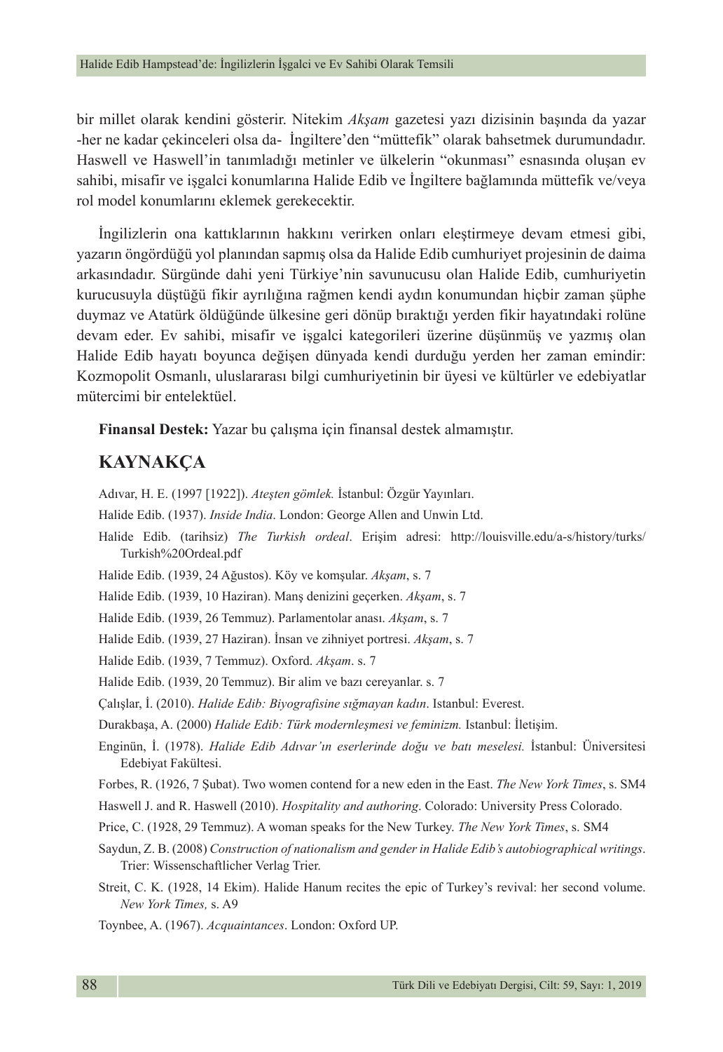bir millet olarak kendini gösterir. Nitekim *Akşam* gazetesi yazı dizisinin başında da yazar -her ne kadar çekinceleri olsa da- İngiltere'den "müttefik" olarak bahsetmek durumundadır. Haswell ve Haswell'in tanımladığı metinler ve ülkelerin "okunması" esnasında oluşan ev sahibi, misafir ve işgalci konumlarına Halide Edib ve İngiltere bağlamında müttefik ve/veya rol model konumlarını eklemek gerekecektir.

İngilizlerin ona kattıklarının hakkını verirken onları eleştirmeye devam etmesi gibi, yazarın öngördüğü yol planından sapmış olsa da Halide Edib cumhuriyet projesinin de daima arkasındadır. Sürgünde dahi yeni Türkiye'nin savunucusu olan Halide Edib, cumhuriyetin kurucusuyla düştüğü fikir ayrılığına rağmen kendi aydın konumundan hiçbir zaman şüphe duymaz ve Atatürk öldüğünde ülkesine geri dönüp bıraktığı yerden fikir hayatındaki rolüne devam eder. Ev sahibi, misafir ve işgalci kategorileri üzerine düşünmüş ve yazmış olan Halide Edib hayatı boyunca değişen dünyada kendi durduğu yerden her zaman emindir: Kozmopolit Osmanlı, uluslararası bilgi cumhuriyetinin bir üyesi ve kültürler ve edebiyatlar mütercimi bir entelektüel.

**Finansal Destek:** Yazar bu çalışma için finansal destek almamıştır.

## KAYNAKÇA

Adıvar, H. E. (1997 [1922]). *Ateşten gömlek.* İstanbul: Özgür Yayınları.

Halide Edib. (1937). *Inside India*. London: George Allen and Unwin Ltd.

Halide Edib. (tarihsiz) *The Turkish ordeal*. Erişim adresi: http://louisville.edu/a-s/history/turks/Turkish%20Ordeal.pdf

Halide Edib. (1939, 24 Ağustos). Köy ve komşular. *Akşam*, s. 7

Halide Edib. (1939, 10 Haziran). Manş denizini geçerken. *Akşam*, s. 7

Halide Edib. (1939, 26 Temmuz). Parlamentolar anası. *Akşam*, s. 7

Halide Edib. (1939, 27 Haziran). İnsan ve zihniyet portresi. *Akşam*, s. 7

Halide Edib. (1939, 7 Temmuz). Oxford. *Akşam*. s. 7

Halide Edib. (1939, 20 Temmuz). Bir alim ve bazı cereyanlar. s. 7

Çalışlar, İ. (2010). *Halide Edib: Biyografisine sığmayan kadın*. Istanbul: Everest.

Durakbaşa, A. (2000) *Halide Edib: Türk modernleşmesi ve feminizm.* Istanbul: İletişim.

Enginün, İ. (1978). *Halide Edib Adıvar'ın eserlerinde doğu ve batı meselesi.* İstanbul: Üniversitesi Edebiyat Fakültesi.

Forbes, R. (1926, 7 Şubat). Two women contend for a new eden in the East. *The New York Times*, s. SM4

Haswell J. and R. Haswell (2010). *Hospitality and authoring*. Colorado: University Press Colorado.

Price, C. (1928, 29 Temmuz). A woman speaks for the New Turkey. *The New York Times*, s. SM4

Saydun, Z. B. (2008) *Construction of nationalism and gender in Halide Edib's autobiographical writings*. Trier: Wissenschaftlicher Verlag Trier.

Streit, C. K. (1928, 14 Ekim). Halide Hanum recites the epic of Turkey's revival: her second volume. *New York Times,* s. A9

Toynbee, A. (1967). *Acquaintances*. London: Oxford UP.